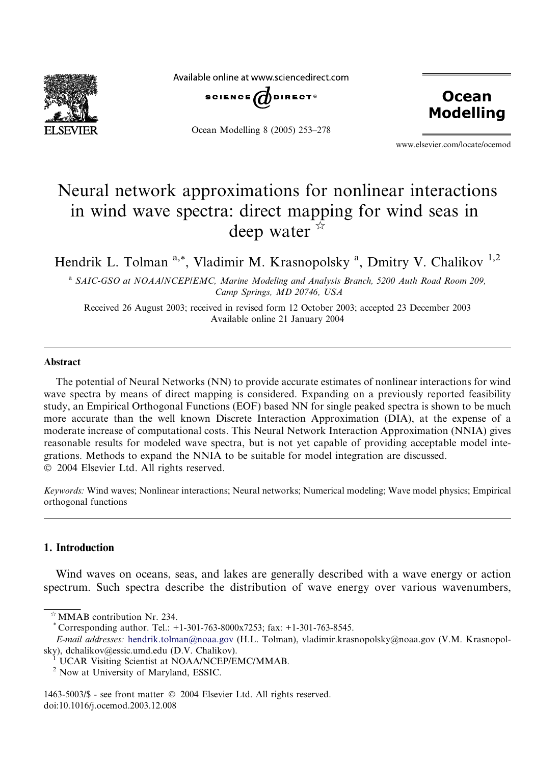# Neural network approximations for nonlinear interactions in wind wave spectra: direct mapping for wind seas in deep water ☆

Hendrik L. Tolman [a,*], Vladimir M. Krasnopolsky [a], Dmitry V. Chalikov [1,2]

[a] SAIC-GSO at NOAA/NCEP/EMC, Marine Modeling and Analysis Branch, 5200 Auth Road Room 209, Camp Springs, MD 20746, USA

Received 26 August 2003; received in revised form 12 October 2003; accepted 23 December 2003
Available online 21 January 2004

## Abstract

The potential of Neural Networks (NN) to provide accurate estimates of nonlinear interactions for wind wave spectra by means of direct mapping is considered. Expanding on a previously reported feasibility study, an Empirical Orthogonal Functions (EOF) based NN for single peaked spectra is shown to be much more accurate than the well known Discrete Interaction Approximation (DIA), at the expense of a moderate increase of computational costs. This Neural Network Interaction Approximation (NNIA) gives reasonable results for modeled wave spectra, but is not yet capable of providing acceptable model integrations. Methods to expand the NNIA to be suitable for model integration are discussed.
© 2004 Elsevier Ltd. All rights reserved.

*Keywords:* Wind waves; Nonlinear interactions; Neural networks; Numerical modeling; Wave model physics; Empirical orthogonal functions

## 1. Introduction

Wind waves on oceans, seas, and lakes are generally described with a wave energy or action spectrum. Such spectra describe the distribution of wave energy over various wavenumbers,

---

☆ MMAB contribution Nr. 234.

\* Corresponding author. Tel.: +1-301-763-8000x7253; fax: +1-301-763-8545.

*E-mail addresses:* hendrik.tolman@noaa.gov (H.L. Tolman), vladimir.krasnopolsky@noaa.gov (V.M. Krasnopolsky), dchalikov@essic.umd.edu (D.V. Chalikov).

[1] UCAR Visiting Scientist at NOAA/NCEP/EMC/MMAB.

[2] Now at University of Maryland, ESSIC.

1463-5003/$ - see front matter © 2004 Elsevier Ltd. All rights reserved.
doi:10.1016/j.ocemod.2003.12.008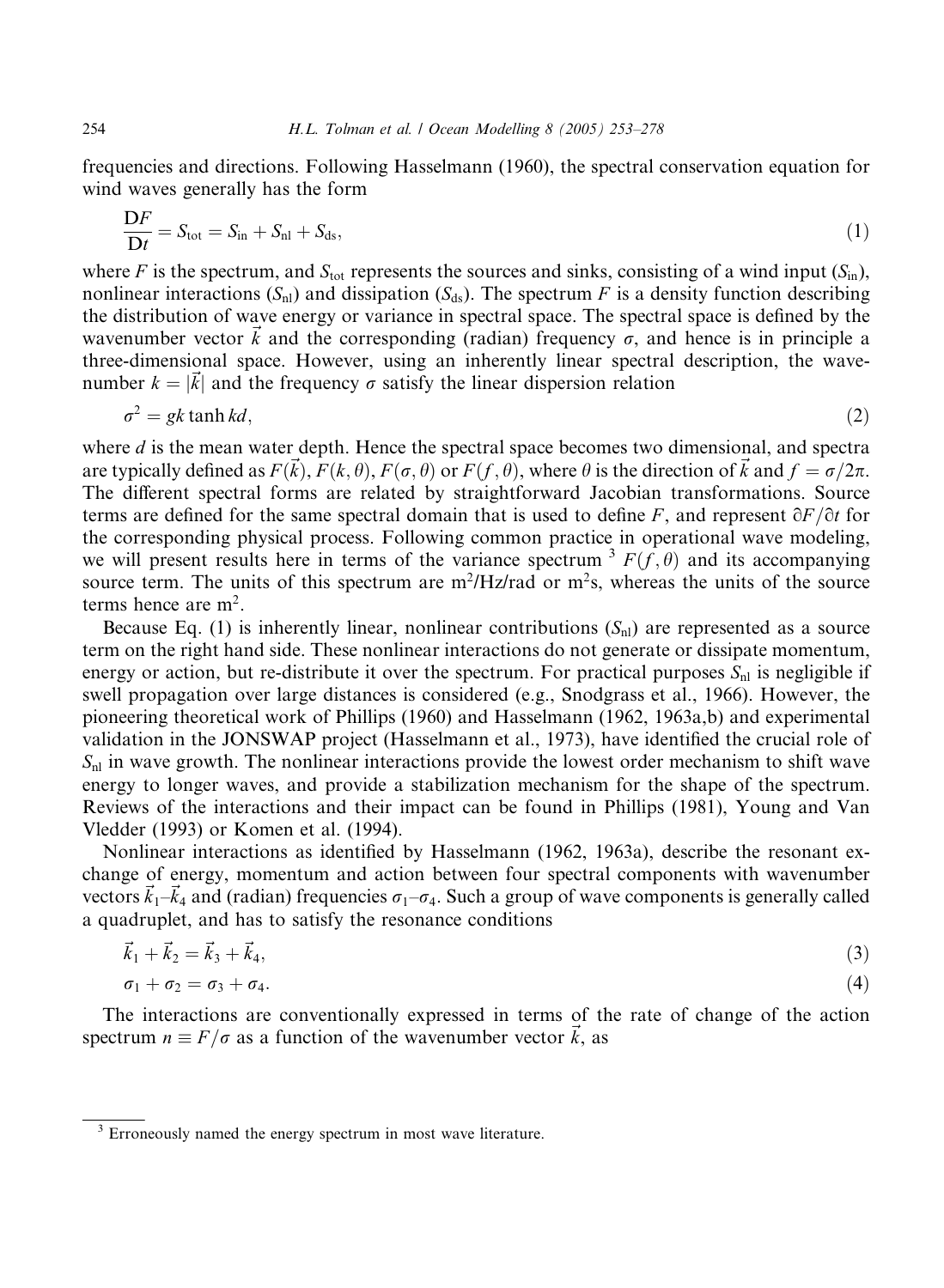frequencies and directions. Following Hasselmann (1960), the spectral conservation equation for wind waves generally has the form

$$\frac{\mathrm{D}F}{\mathrm{D}t} = S_{\mathrm{tot}} = S_{\mathrm{in}} + S_{\mathrm{nl}} + S_{\mathrm{ds}}, \tag{1}$$

where $F$ is the spectrum, and $S_{\mathrm{tot}}$ represents the sources and sinks, consisting of a wind input ($S_{\mathrm{in}}$), nonlinear interactions ($S_{\mathrm{nl}}$) and dissipation ($S_{\mathrm{ds}}$). The spectrum $F$ is a density function describing the distribution of wave energy or variance in spectral space. The spectral space is defined by the wavenumber vector $\vec{k}$ and the corresponding (radian) frequency $\sigma$, and hence is in principle a three-dimensional space. However, using an inherently linear spectral description, the wavenumber $k = |\vec{k}|$ and the frequency $\sigma$ satisfy the linear dispersion relation

$$\sigma^2 = gk \tanh kd, \tag{2}$$

where $d$ is the mean water depth. Hence the spectral space becomes two dimensional, and spectra are typically defined as $F(\vec{k})$, $F(k,\theta)$, $F(\sigma,\theta)$ or $F(f,\theta)$, where $\theta$ is the direction of $\vec{k}$ and $f = \sigma/2\pi$. The different spectral forms are related by straightforward Jacobian transformations. Source terms are defined for the same spectral domain that is used to define $F$, and represent $\partial F/\partial t$ for the corresponding physical process. Following common practice in operational wave modeling, we will present results here in terms of the variance spectrum [3] $F(f,\theta)$ and its accompanying source term. The units of this spectrum are m$^2$/Hz/rad or m$^2$s, whereas the units of the source terms hence are m$^2$.

Because Eq. (1) is inherently linear, nonlinear contributions ($S_{\mathrm{nl}}$) are represented as a source term on the right hand side. These nonlinear interactions do not generate or dissipate momentum, energy or action, but re-distribute it over the spectrum. For practical purposes $S_{\mathrm{nl}}$ is negligible if swell propagation over large distances is considered (e.g., Snodgrass et al., 1966). However, the pioneering theoretical work of Phillips (1960) and Hasselmann (1962, 1963a,b) and experimental validation in the JONSWAP project (Hasselmann et al., 1973), have identified the crucial role of $S_{\mathrm{nl}}$ in wave growth. The nonlinear interactions provide the lowest order mechanism to shift wave energy to longer waves, and provide a stabilization mechanism for the shape of the spectrum. Reviews of the interactions and their impact can be found in Phillips (1981), Young and Van Vledder (1993) or Komen et al. (1994).

Nonlinear interactions as identified by Hasselmann (1962, 1963a), describe the resonant exchange of energy, momentum and action between four spectral components with wavenumber vectors $\vec{k}_1$–$\vec{k}_4$ and (radian) frequencies $\sigma_1$–$\sigma_4$. Such a group of wave components is generally called a quadruplet, and has to satisfy the resonance conditions

$$\vec{k}_1 + \vec{k}_2 = \vec{k}_3 + \vec{k}_4, \tag{3}$$

$$\sigma_1 + \sigma_2 = \sigma_3 + \sigma_4. \tag{4}$$

The interactions are conventionally expressed in terms of the rate of change of the action spectrum $n \equiv F/\sigma$ as a function of the wavenumber vector $\vec{k}$, as

[3] Erroneously named the energy spectrum in most wave literature.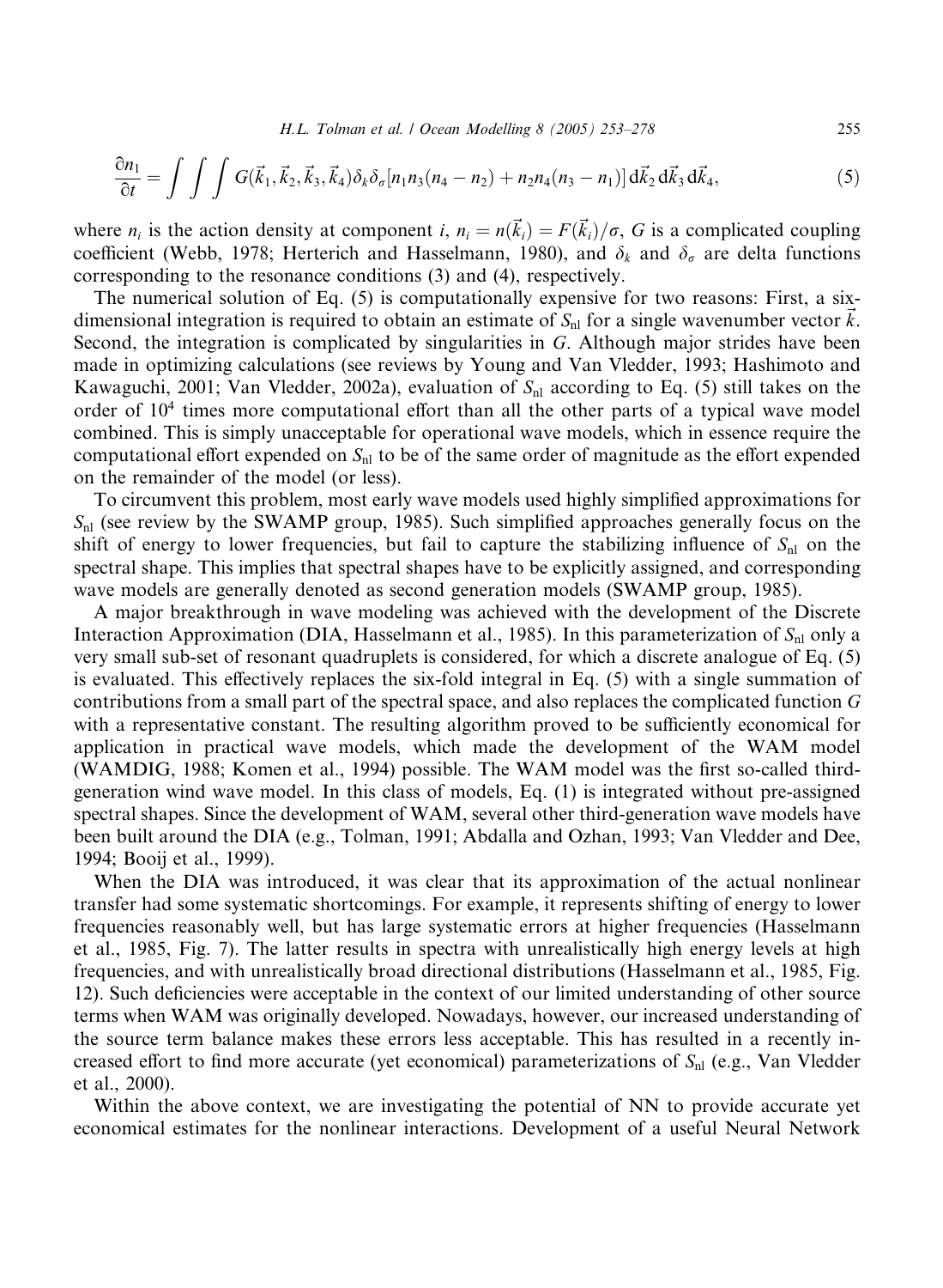$$\frac{\partial n_1}{\partial t} = \int\int\int G(\vec{k}_1, \vec{k}_2, \vec{k}_3, \vec{k}_4)\delta_k\delta_\sigma[n_1 n_3(n_4 - n_2) + n_2 n_4(n_3 - n_1)]\,\mathrm{d}\vec{k}_2\,\mathrm{d}\vec{k}_3\,\mathrm{d}\vec{k}_4, \tag{5}$$

where $n_i$ is the action density at component $i$, $n_i = n(\vec{k}_i) = F(\vec{k}_i)/\sigma$, $G$ is a complicated coupling coefficient (Webb, 1978; Herterich and Hasselmann, 1980), and $\delta_k$ and $\delta_\sigma$ are delta functions corresponding to the resonance conditions (3) and (4), respectively.

The numerical solution of Eq. (5) is computationally expensive for two reasons: First, a six-dimensional integration is required to obtain an estimate of $S_{nl}$ for a single wavenumber vector $\vec{k}$. Second, the integration is complicated by singularities in $G$. Although major strides have been made in optimizing calculations (see reviews by Young and Van Vledder, 1993; Hashimoto and Kawaguchi, 2001; Van Vledder, 2002a), evaluation of $S_{nl}$ according to Eq. (5) still takes on the order of $10^4$ times more computational effort than all the other parts of a typical wave model combined. This is simply unacceptable for operational wave models, which in essence require the computational effort expended on $S_{nl}$ to be of the same order of magnitude as the effort expended on the remainder of the model (or less).

To circumvent this problem, most early wave models used highly simplified approximations for $S_{nl}$ (see review by the SWAMP group, 1985). Such simplified approaches generally focus on the shift of energy to lower frequencies, but fail to capture the stabilizing influence of $S_{nl}$ on the spectral shape. This implies that spectral shapes have to be explicitly assigned, and corresponding wave models are generally denoted as second generation models (SWAMP group, 1985).

A major breakthrough in wave modeling was achieved with the development of the Discrete Interaction Approximation (DIA, Hasselmann et al., 1985). In this parameterization of $S_{nl}$ only a very small sub-set of resonant quadruplets is considered, for which a discrete analogue of Eq. (5) is evaluated. This effectively replaces the six-fold integral in Eq. (5) with a single summation of contributions from a small part of the spectral space, and also replaces the complicated function $G$ with a representative constant. The resulting algorithm proved to be sufficiently economical for application in practical wave models, which made the development of the WAM model (WAMDIG, 1988; Komen et al., 1994) possible. The WAM model was the first so-called third-generation wind wave model. In this class of models, Eq. (1) is integrated without pre-assigned spectral shapes. Since the development of WAM, several other third-generation wave models have been built around the DIA (e.g., Tolman, 1991; Abdalla and Ozhan, 1993; Van Vledder and Dee, 1994; Booij et al., 1999).

When the DIA was introduced, it was clear that its approximation of the actual nonlinear transfer had some systematic shortcomings. For example, it represents shifting of energy to lower frequencies reasonably well, but has large systematic errors at higher frequencies (Hasselmann et al., 1985, Fig. 7). The latter results in spectra with unrealistically high energy levels at high frequencies, and with unrealistically broad directional distributions (Hasselmann et al., 1985, Fig. 12). Such deficiencies were acceptable in the context of our limited understanding of other source terms when WAM was originally developed. Nowadays, however, our increased understanding of the source term balance makes these errors less acceptable. This has resulted in a recently increased effort to find more accurate (yet economical) parameterizations of $S_{nl}$ (e.g., Van Vledder et al., 2000).

Within the above context, we are investigating the potential of NN to provide accurate yet economical estimates for the nonlinear interactions. Development of a useful Neural Network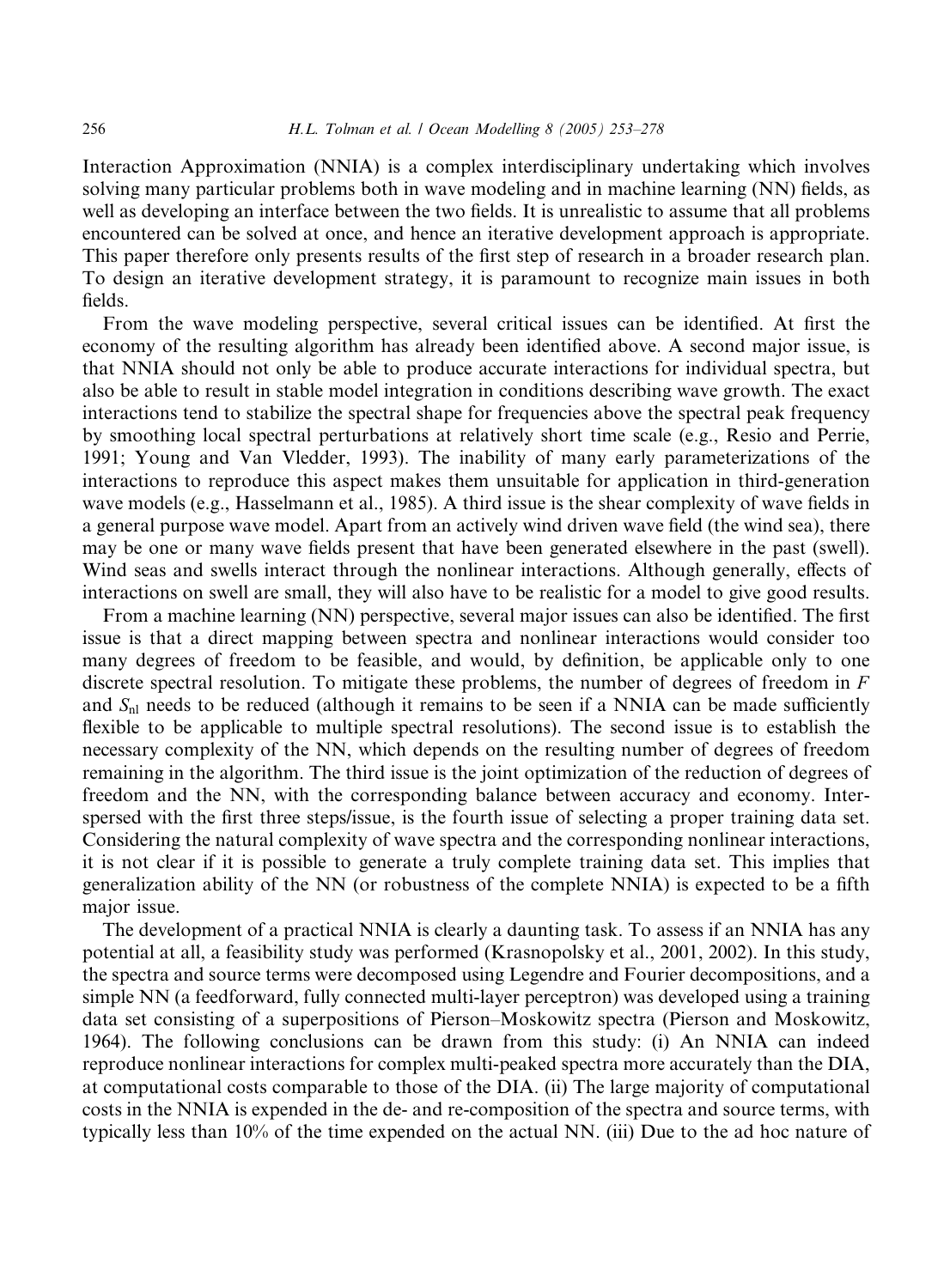Interaction Approximation (NNIA) is a complex interdisciplinary undertaking which involves solving many particular problems both in wave modeling and in machine learning (NN) fields, as well as developing an interface between the two fields. It is unrealistic to assume that all problems encountered can be solved at once, and hence an iterative development approach is appropriate. This paper therefore only presents results of the first step of research in a broader research plan. To design an iterative development strategy, it is paramount to recognize main issues in both fields.

From the wave modeling perspective, several critical issues can be identified. At first the economy of the resulting algorithm has already been identified above. A second major issue, is that NNIA should not only be able to produce accurate interactions for individual spectra, but also be able to result in stable model integration in conditions describing wave growth. The exact interactions tend to stabilize the spectral shape for frequencies above the spectral peak frequency by smoothing local spectral perturbations at relatively short time scale (e.g., Resio and Perrie, 1991; Young and Van Vledder, 1993). The inability of many early parameterizations of the interactions to reproduce this aspect makes them unsuitable for application in third-generation wave models (e.g., Hasselmann et al., 1985). A third issue is the shear complexity of wave fields in a general purpose wave model. Apart from an actively wind driven wave field (the wind sea), there may be one or many wave fields present that have been generated elsewhere in the past (swell). Wind seas and swells interact through the nonlinear interactions. Although generally, effects of interactions on swell are small, they will also have to be realistic for a model to give good results.

From a machine learning (NN) perspective, several major issues can also be identified. The first issue is that a direct mapping between spectra and nonlinear interactions would consider too many degrees of freedom to be feasible, and would, by definition, be applicable only to one discrete spectral resolution. To mitigate these problems, the number of degrees of freedom in $F$ and $S_{nl}$ needs to be reduced (although it remains to be seen if a NNIA can be made sufficiently flexible to be applicable to multiple spectral resolutions). The second issue is to establish the necessary complexity of the NN, which depends on the resulting number of degrees of freedom remaining in the algorithm. The third issue is the joint optimization of the reduction of degrees of freedom and the NN, with the corresponding balance between accuracy and economy. Interspersed with the first three steps/issue, is the fourth issue of selecting a proper training data set. Considering the natural complexity of wave spectra and the corresponding nonlinear interactions, it is not clear if it is possible to generate a truly complete training data set. This implies that generalization ability of the NN (or robustness of the complete NNIA) is expected to be a fifth major issue.

The development of a practical NNIA is clearly a daunting task. To assess if an NNIA has any potential at all, a feasibility study was performed (Krasnopolsky et al., 2001, 2002). In this study, the spectra and source terms were decomposed using Legendre and Fourier decompositions, and a simple NN (a feedforward, fully connected multi-layer perceptron) was developed using a training data set consisting of a superpositions of Pierson–Moskowitz spectra (Pierson and Moskowitz, 1964). The following conclusions can be drawn from this study: (i) An NNIA can indeed reproduce nonlinear interactions for complex multi-peaked spectra more accurately than the DIA, at computational costs comparable to those of the DIA. (ii) The large majority of computational costs in the NNIA is expended in the de- and re-composition of the spectra and source terms, with typically less than 10% of the time expended on the actual NN. (iii) Due to the ad hoc nature of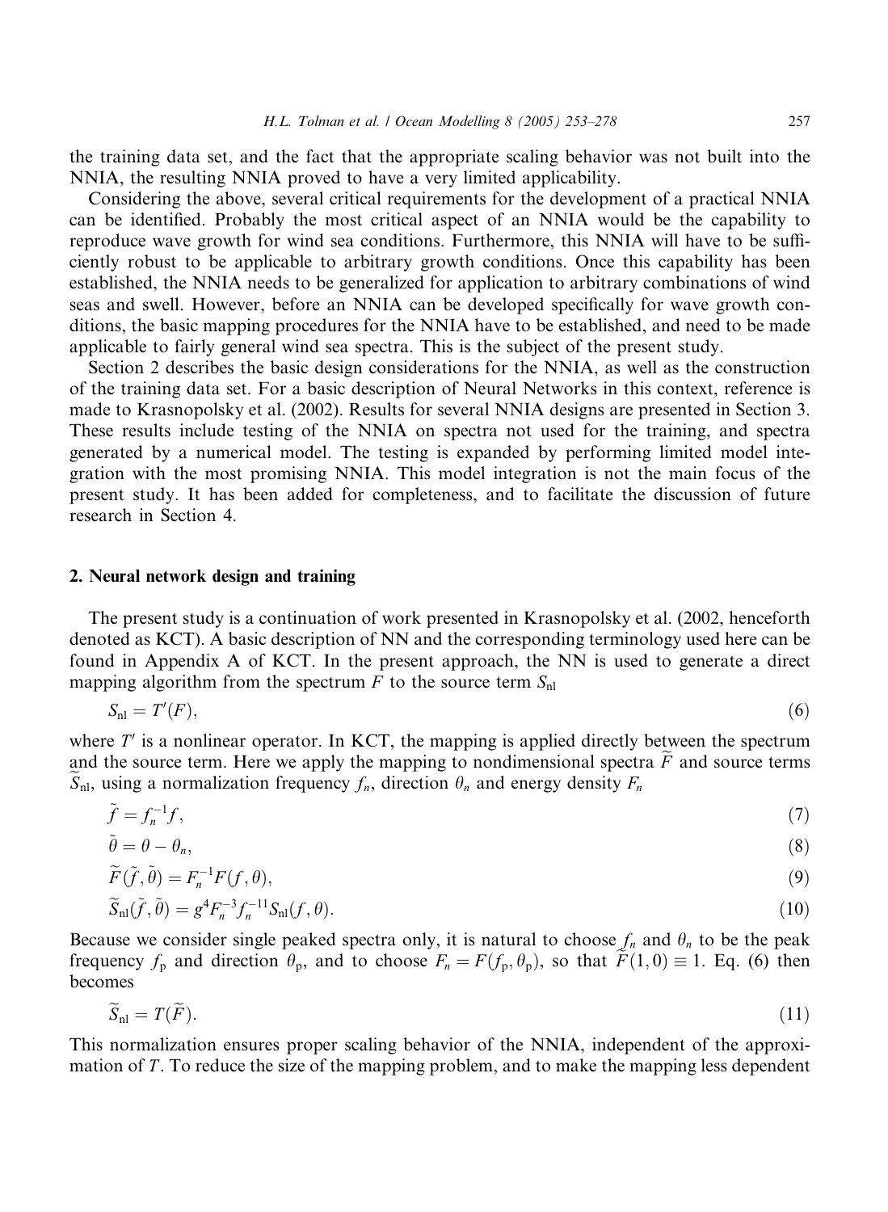the training data set, and the fact that the appropriate scaling behavior was not built into the NNIA, the resulting NNIA proved to have a very limited applicability.

Considering the above, several critical requirements for the development of a practical NNIA can be identified. Probably the most critical aspect of an NNIA would be the capability to reproduce wave growth for wind sea conditions. Furthermore, this NNIA will have to be sufficiently robust to be applicable to arbitrary growth conditions. Once this capability has been established, the NNIA needs to be generalized for application to arbitrary combinations of wind seas and swell. However, before an NNIA can be developed specifically for wave growth conditions, the basic mapping procedures for the NNIA have to be established, and need to be made applicable to fairly general wind sea spectra. This is the subject of the present study.

Section 2 describes the basic design considerations for the NNIA, as well as the construction of the training data set. For a basic description of Neural Networks in this context, reference is made to Krasnopolsky et al. (2002). Results for several NNIA designs are presented in Section 3. These results include testing of the NNIA on spectra not used for the training, and spectra generated by a numerical model. The testing is expanded by performing limited model integration with the most promising NNIA. This model integration is not the main focus of the present study. It has been added for completeness, and to facilitate the discussion of future research in Section 4.

## 2. Neural network design and training

The present study is a continuation of work presented in Krasnopolsky et al. (2002, henceforth denoted as KCT). A basic description of NN and the corresponding terminology used here can be found in Appendix A of KCT. In the present approach, the NN is used to generate a direct mapping algorithm from the spectrum $F$ to the source term $S_{\mathrm{nl}}$

$$S_{\mathrm{nl}} = T'(F), \tag{6}$$

where $T'$ is a nonlinear operator. In KCT, the mapping is applied directly between the spectrum and the source term. Here we apply the mapping to nondimensional spectra $\widetilde{F}$ and source terms $\widetilde{S}_{\mathrm{nl}}$, using a normalization frequency $f_n$, direction $\theta_n$ and energy density $F_n$

$$\tilde{f} = f_n^{-1} f, \tag{7}$$

$$\tilde{\theta} = \theta - \theta_n, \tag{8}$$

$$\widetilde{F}(\tilde{f}, \tilde{\theta}) = F_n^{-1} F(f, \theta), \tag{9}$$

$$\widetilde{S}_{\mathrm{nl}}(\tilde{f}, \tilde{\theta}) = g^4 F_n^{-3} f_n^{-11} S_{\mathrm{nl}}(f, \theta). \tag{10}$$

Because we consider single peaked spectra only, it is natural to choose $f_n$ and $\theta_n$ to be the peak frequency $f_{\mathrm{p}}$ and direction $\theta_{\mathrm{p}}$, and to choose $F_n = F(f_{\mathrm{p}}, \theta_{\mathrm{p}})$, so that $\widetilde{F}(1, 0) \equiv 1$. Eq. (6) then becomes

$$\widetilde{S}_{\mathrm{nl}} = T(\widetilde{F}). \tag{11}$$

This normalization ensures proper scaling behavior of the NNIA, independent of the approximation of $T$. To reduce the size of the mapping problem, and to make the mapping less dependent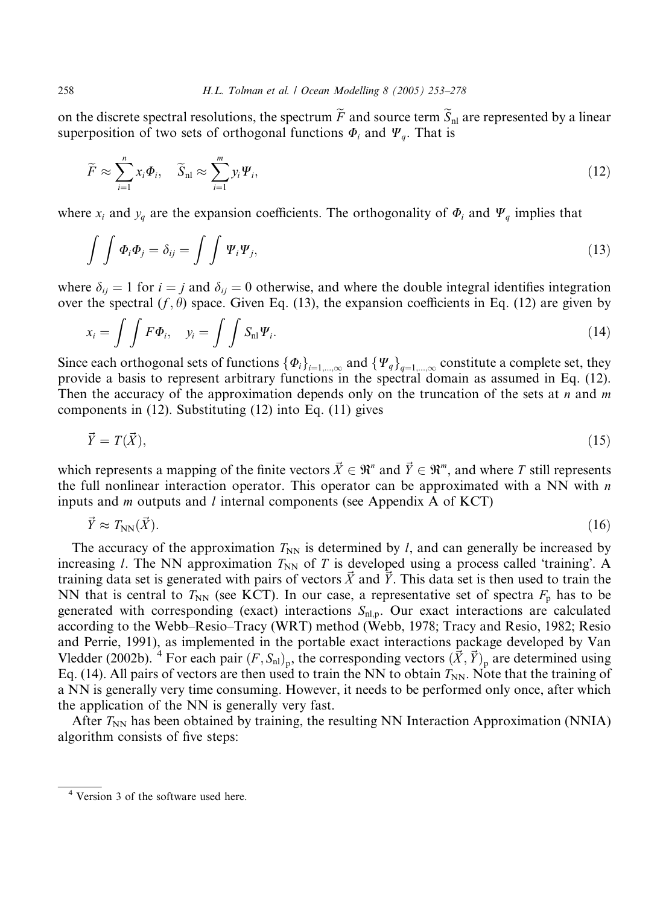on the discrete spectral resolutions, the spectrum $\widetilde{F}$ and source term $\widetilde{S}_{\rm nl}$ are represented by a linear superposition of two sets of orthogonal functions $\Phi_i$ and $\Psi_q$. That is

$$\widetilde{F} \approx \sum_{i=1}^{n} x_i \Phi_i, \quad \widetilde{S}_{\rm nl} \approx \sum_{i=1}^{m} y_i \Psi_i, \tag{12}$$

where $x_i$ and $y_q$ are the expansion coefficients. The orthogonality of $\Phi_i$ and $\Psi_q$ implies that

$$\int\int \Phi_i \Phi_j = \delta_{ij} = \int\int \Psi_i \Psi_j, \tag{13}$$

where $\delta_{ij} = 1$ for $i = j$ and $\delta_{ij} = 0$ otherwise, and where the double integral identifies integration over the spectral $(f, \theta)$ space. Given Eq. (13), the expansion coefficients in Eq. (12) are given by

$$x_i = \int\int F \Phi_i, \quad y_i = \int\int S_{\rm nl} \Psi_i. \tag{14}$$

Since each orthogonal sets of functions $\{\Phi_i\}_{i=1,\ldots,\infty}$ and $\{\Psi_q\}_{q=1,\ldots,\infty}$ constitute a complete set, they provide a basis to represent arbitrary functions in the spectral domain as assumed in Eq. (12). Then the accuracy of the approximation depends only on the truncation of the sets at $n$ and $m$ components in (12). Substituting (12) into Eq. (11) gives

$$\vec{Y} = T(\vec{X}), \tag{15}$$

which represents a mapping of the finite vectors $\vec{X} \in \Re^n$ and $\vec{Y} \in \Re^m$, and where $T$ still represents the full nonlinear interaction operator. This operator can be approximated with a NN with $n$ inputs and $m$ outputs and $l$ internal components (see Appendix A of KCT)

$$\vec{Y} \approx T_{\rm NN}(\vec{X}). \tag{16}$$

The accuracy of the approximation $T_{\rm NN}$ is determined by $l$, and can generally be increased by increasing $l$. The NN approximation $T_{\rm NN}$ of $T$ is developed using a process called 'training'. A training data set is generated with pairs of vectors $\vec{X}$ and $\vec{Y}$. This data set is then used to train the NN that is central to $T_{\rm NN}$ (see KCT). In our case, a representative set of spectra $F_{\rm p}$ has to be generated with corresponding (exact) interactions $S_{\rm nl,p}$. Our exact interactions are calculated according to the Webb–Resio–Tracy (WRT) method (Webb, 1978; Tracy and Resio, 1982; Resio and Perrie, 1991), as implemented in the portable exact interactions package developed by Van Vledder (2002b).[4] For each pair $(F, S_{\rm nl})_{\rm p}$, the corresponding vectors $(\vec{X}, \vec{Y})_{\rm p}$ are determined using Eq. (14). All pairs of vectors are then used to train the NN to obtain $T_{\rm NN}$. Note that the training of a NN is generally very time consuming. However, it needs to be performed only once, after which the application of the NN is generally very fast.

After $T_{\rm NN}$ has been obtained by training, the resulting NN Interaction Approximation (NNIA) algorithm consists of five steps:

[4] Version 3 of the software used here.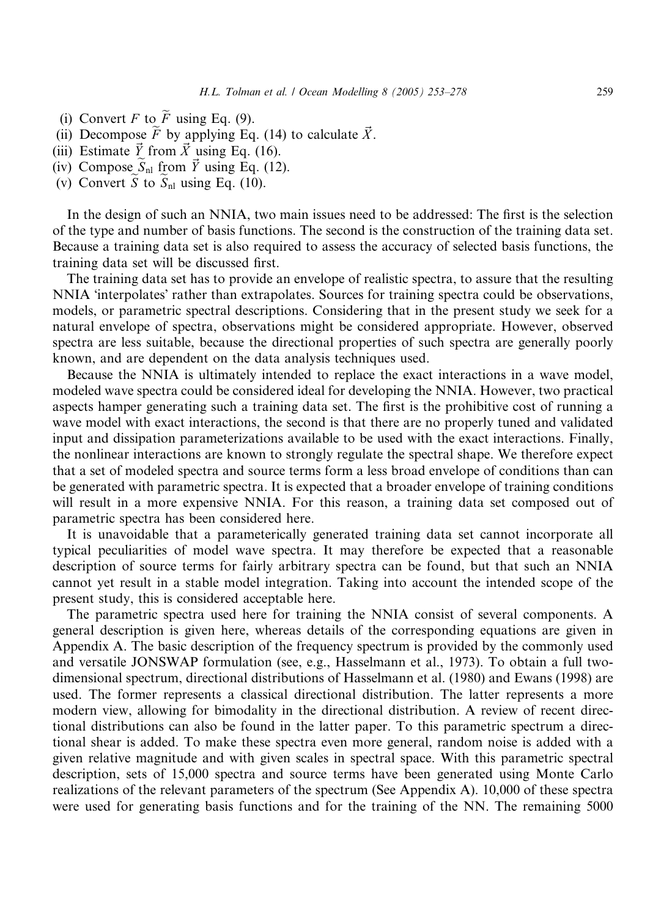(i) Convert $F$ to $\widetilde{F}$ using Eq. (9).
(ii) Decompose $\widetilde{F}$ by applying Eq. (14) to calculate $\vec{X}$.
(iii) Estimate $\vec{Y}$ from $\vec{X}$ using Eq. (16).
(iv) Compose $\widetilde{S}_{\rm nl}$ from $\vec{Y}$ using Eq. (12).
(v) Convert $\widetilde{S}$ to $\widetilde{S}_{\rm nl}$ using Eq. (10).

In the design of such an NNIA, two main issues need to be addressed: The first is the selection of the type and number of basis functions. The second is the construction of the training data set. Because a training data set is also required to assess the accuracy of selected basis functions, the training data set will be discussed first.

The training data set has to provide an envelope of realistic spectra, to assure that the resulting NNIA 'interpolates' rather than extrapolates. Sources for training spectra could be observations, models, or parametric spectral descriptions. Considering that in the present study we seek for a natural envelope of spectra, observations might be considered appropriate. However, observed spectra are less suitable, because the directional properties of such spectra are generally poorly known, and are dependent on the data analysis techniques used.

Because the NNIA is ultimately intended to replace the exact interactions in a wave model, modeled wave spectra could be considered ideal for developing the NNIA. However, two practical aspects hamper generating such a training data set. The first is the prohibitive cost of running a wave model with exact interactions, the second is that there are no properly tuned and validated input and dissipation parameterizations available to be used with the exact interactions. Finally, the nonlinear interactions are known to strongly regulate the spectral shape. We therefore expect that a set of modeled spectra and source terms form a less broad envelope of conditions than can be generated with parametric spectra. It is expected that a broader envelope of training conditions will result in a more expensive NNIA. For this reason, a training data set composed out of parametric spectra has been considered here.

It is unavoidable that a parameterically generated training data set cannot incorporate all typical peculiarities of model wave spectra. It may therefore be expected that a reasonable description of source terms for fairly arbitrary spectra can be found, but that such an NNIA cannot yet result in a stable model integration. Taking into account the intended scope of the present study, this is considered acceptable here.

The parametric spectra used here for training the NNIA consist of several components. A general description is given here, whereas details of the corresponding equations are given in Appendix A. The basic description of the frequency spectrum is provided by the commonly used and versatile JONSWAP formulation (see, e.g., Hasselmann et al., 1973). To obtain a full two-dimensional spectrum, directional distributions of Hasselmann et al. (1980) and Ewans (1998) are used. The former represents a classical directional distribution. The latter represents a more modern view, allowing for bimodality in the directional distribution. A review of recent directional distributions can also be found in the latter paper. To this parametric spectrum a directional shear is added. To make these spectra even more general, random noise is added with a given relative magnitude and with given scales in spectral space. With this parametric spectral description, sets of 15,000 spectra and source terms have been generated using Monte Carlo realizations of the relevant parameters of the spectrum (See Appendix A). 10,000 of these spectra were used for generating basis functions and for the training of the NN. The remaining 5000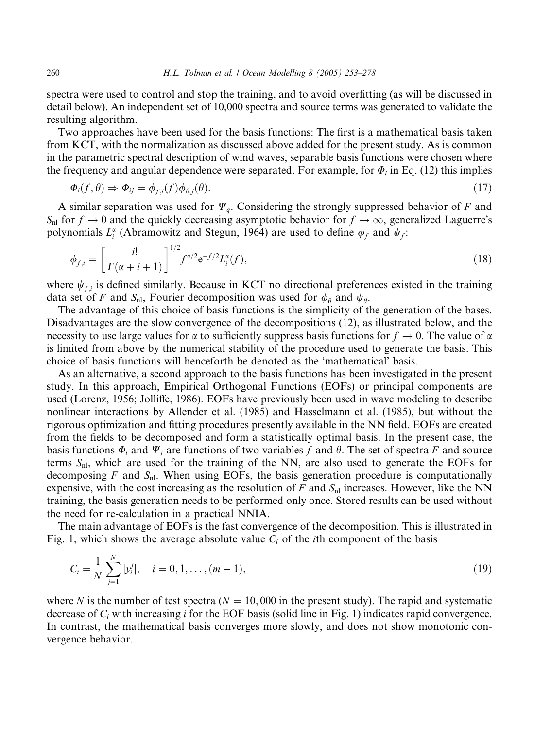spectra were used to control and stop the training, and to avoid overfitting (as will be discussed in detail below). An independent set of 10,000 spectra and source terms was generated to validate the resulting algorithm.

Two approaches have been used for the basis functions: The first is a mathematical basis taken from KCT, with the normalization as discussed above added for the present study. As is common in the parametric spectral description of wind waves, separable basis functions were chosen where the frequency and angular dependence were separated. For example, for $\Phi_i$ in Eq. (12) this implies

$$\Phi_i(f, \theta) \Rightarrow \Phi_{ij} = \phi_{f,i}(f)\phi_{\theta,j}(\theta). \tag{17}$$

A similar separation was used for $\Psi_q$. Considering the strongly suppressed behavior of $F$ and $S_{\text{nl}}$ for $f \to 0$ and the quickly decreasing asymptotic behavior for $f \to \infty$, generalized Laguerre's polynomials $L_i^\alpha$ (Abramowitz and Stegun, 1964) are used to define $\phi_f$ and $\psi_f$:

$$\phi_{f,i} = \left[\frac{i!}{\Gamma(\alpha + i + 1)}\right]^{1/2} f^{\alpha/2} \mathrm{e}^{-f/2} L_i^\alpha(f), \tag{18}$$

where $\psi_{f,i}$ is defined similarly. Because in KCT no directional preferences existed in the training data set of $F$ and $S_{\text{nl}}$, Fourier decomposition was used for $\phi_\theta$ and $\psi_\theta$.

The advantage of this choice of basis functions is the simplicity of the generation of the bases. Disadvantages are the slow convergence of the decompositions (12), as illustrated below, and the necessity to use large values for $\alpha$ to sufficiently suppress basis functions for $f \to 0$. The value of $\alpha$ is limited from above by the numerical stability of the procedure used to generate the basis. This choice of basis functions will henceforth be denoted as the 'mathematical' basis.

As an alternative, a second approach to the basis functions has been investigated in the present study. In this approach, Empirical Orthogonal Functions (EOFs) or principal components are used (Lorenz, 1956; Jolliffe, 1986). EOFs have previously been used in wave modeling to describe nonlinear interactions by Allender et al. (1985) and Hasselmann et al. (1985), but without the rigorous optimization and fitting procedures presently available in the NN field. EOFs are created from the fields to be decomposed and form a statistically optimal basis. In the present case, the basis functions $\Phi_i$ and $\Psi_j$ are functions of two variables $f$ and $\theta$. The set of spectra $F$ and source terms $S_{\text{nl}}$, which are used for the training of the NN, are also used to generate the EOFs for decomposing $F$ and $S_{\text{nl}}$. When using EOFs, the basis generation procedure is computationally expensive, with the cost increasing as the resolution of $F$ and $S_{\text{nl}}$ increases. However, like the NN training, the basis generation needs to be performed only once. Stored results can be used without the need for re-calculation in a practical NNIA.

The main advantage of EOFs is the fast convergence of the decomposition. This is illustrated in Fig. 1, which shows the average absolute value $C_i$ of the $i$th component of the basis

$$C_i = \frac{1}{N}\sum_{j=1}^{N} |y_i^j|, \quad i = 0, 1, \ldots, (m-1), \tag{19}$$

where $N$ is the number of test spectra ($N = 10,000$ in the present study). The rapid and systematic decrease of $C_i$ with increasing $i$ for the EOF basis (solid line in Fig. 1) indicates rapid convergence. In contrast, the mathematical basis converges more slowly, and does not show monotonic convergence behavior.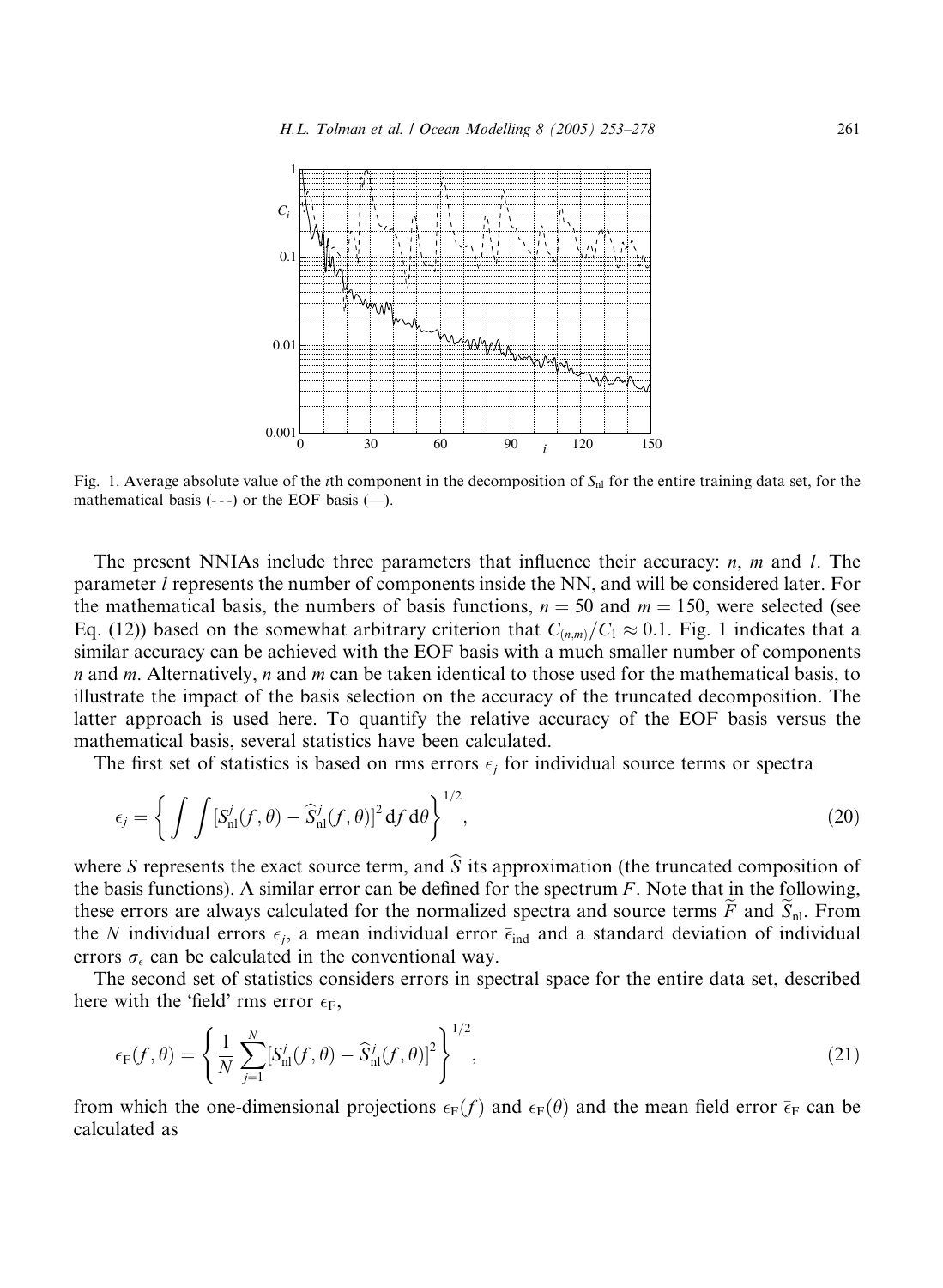Fig. 1. Average absolute value of the $i$th component in the decomposition of $S_{nl}$ for the entire training data set, for the mathematical basis (- - -) or the EOF basis (—).

The present NNIAs include three parameters that influence their accuracy: $n$, $m$ and $l$. The parameter $l$ represents the number of components inside the NN, and will be considered later. For the mathematical basis, the numbers of basis functions, $n = 50$ and $m = 150$, were selected (see Eq. (12)) based on the somewhat arbitrary criterion that $C_{(n,m)}/C_1 \approx 0.1$. Fig. 1 indicates that a similar accuracy can be achieved with the EOF basis with a much smaller number of components $n$ and $m$. Alternatively, $n$ and $m$ can be taken identical to those used for the mathematical basis, to illustrate the impact of the basis selection on the accuracy of the truncated decomposition. The latter approach is used here. To quantify the relative accuracy of the EOF basis versus the mathematical basis, several statistics have been calculated.

The first set of statistics is based on rms errors $\epsilon_j$ for individual source terms or spectra

$$\epsilon_j = \left\{ \int \int [S^j_{nl}(f,\theta) - \widehat{S}^j_{nl}(f,\theta)]^2 \, df \, d\theta \right\}^{1/2}, \tag{20}$$

where $S$ represents the exact source term, and $\widehat{S}$ its approximation (the truncated composition of the basis functions). A similar error can be defined for the spectrum $F$. Note that in the following, these errors are always calculated for the normalized spectra and source terms $\widetilde{F}$ and $\widetilde{S}_{nl}$. From the $N$ individual errors $\epsilon_j$, a mean individual error $\bar{\epsilon}_{ind}$ and a standard deviation of individual errors $\sigma_\epsilon$ can be calculated in the conventional way.

The second set of statistics considers errors in spectral space for the entire data set, described here with the 'field' rms error $\epsilon_F$,

$$\epsilon_F(f,\theta) = \left\{ \frac{1}{N} \sum_{j=1}^{N} [S^j_{nl}(f,\theta) - \widehat{S}^j_{nl}(f,\theta)]^2 \right\}^{1/2}, \tag{21}$$

from which the one-dimensional projections $\epsilon_F(f)$ and $\epsilon_F(\theta)$ and the mean field error $\bar{\epsilon}_F$ can be calculated as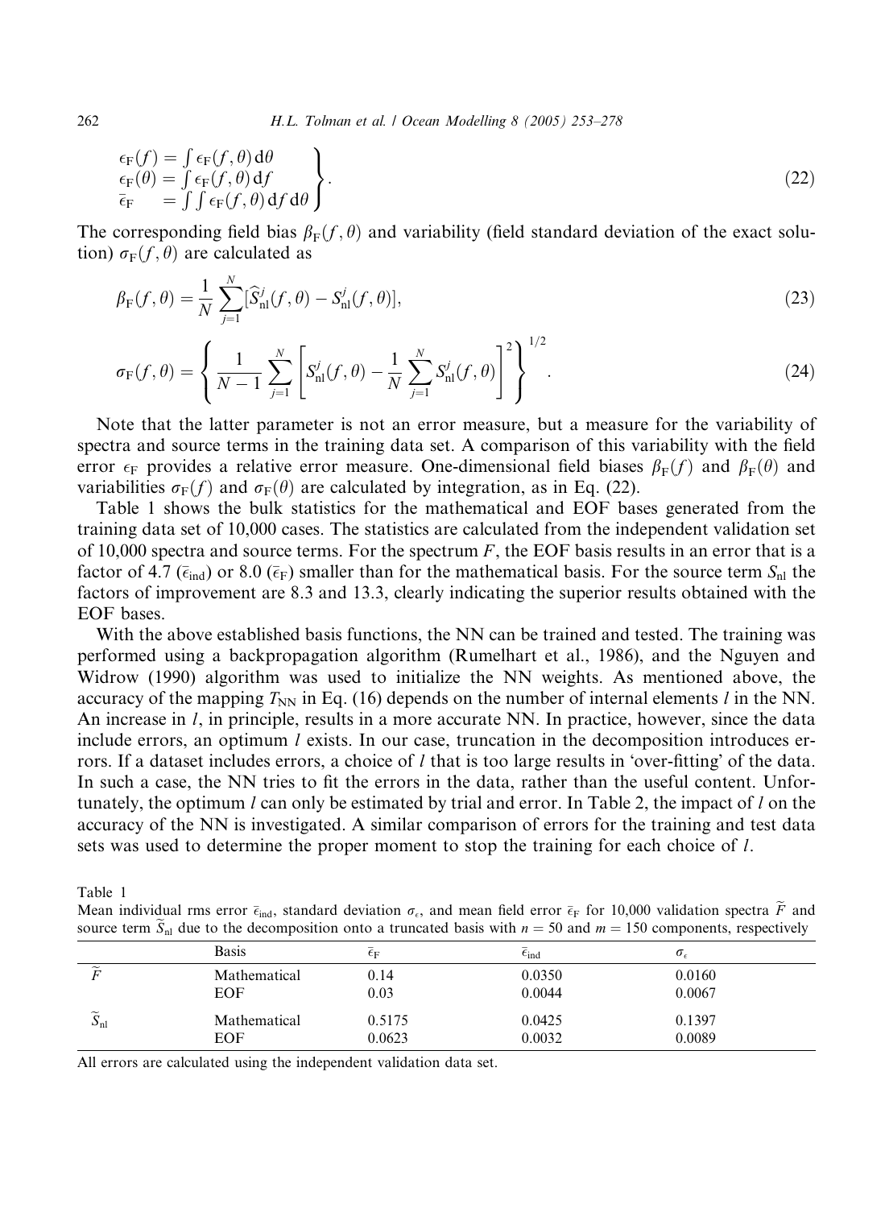$$
\left.\begin{array}{l}
\epsilon_{\mathrm{F}}(f) = \int \epsilon_{\mathrm{F}}(f,\theta)\,\mathrm{d}\theta \\
\epsilon_{\mathrm{F}}(\theta) = \int \epsilon_{\mathrm{F}}(f,\theta)\,\mathrm{d}f \\
\bar{\epsilon}_{\mathrm{F}} \quad = \int\int \epsilon_{\mathrm{F}}(f,\theta)\,\mathrm{d}f\,\mathrm{d}\theta
\end{array}\right\}. \tag{22}
$$

The corresponding field bias $\beta_{\mathrm{F}}(f,\theta)$ and variability (field standard deviation of the exact solution) $\sigma_{\mathrm{F}}(f,\theta)$ are calculated as

$$
\beta_{\mathrm{F}}(f,\theta) = \frac{1}{N}\sum_{j=1}^{N}[\widehat{S}_{\mathrm{nl}}^{j}(f,\theta) - S_{\mathrm{nl}}^{j}(f,\theta)], \tag{23}
$$

$$
\sigma_{\mathrm{F}}(f,\theta) = \left\{\frac{1}{N-1}\sum_{j=1}^{N}\left[S_{\mathrm{nl}}^{j}(f,\theta) - \frac{1}{N}\sum_{j=1}^{N}S_{\mathrm{nl}}^{j}(f,\theta)\right]^{2}\right\}^{1/2}. \tag{24}
$$

Note that the latter parameter is not an error measure, but a measure for the variability of spectra and source terms in the training data set. A comparison of this variability with the field error $\epsilon_{\mathrm{F}}$ provides a relative error measure. One-dimensional field biases $\beta_{\mathrm{F}}(f)$ and $\beta_{\mathrm{F}}(\theta)$ and variabilities $\sigma_{\mathrm{F}}(f)$ and $\sigma_{\mathrm{F}}(\theta)$ are calculated by integration, as in Eq. (22).

Table 1 shows the bulk statistics for the mathematical and EOF bases generated from the training data set of 10,000 cases. The statistics are calculated from the independent validation set of 10,000 spectra and source terms. For the spectrum $F$, the EOF basis results in an error that is a factor of 4.7 ($\bar{\epsilon}_{\mathrm{ind}}$) or 8.0 ($\bar{\epsilon}_{\mathrm{F}}$) smaller than for the mathematical basis. For the source term $S_{\mathrm{nl}}$ the factors of improvement are 8.3 and 13.3, clearly indicating the superior results obtained with the EOF bases.

With the above established basis functions, the NN can be trained and tested. The training was performed using a backpropagation algorithm (Rumelhart et al., 1986), and the Nguyen and Widrow (1990) algorithm was used to initialize the NN weights. As mentioned above, the accuracy of the mapping $T_{\mathrm{NN}}$ in Eq. (16) depends on the number of internal elements $l$ in the NN. An increase in $l$, in principle, results in a more accurate NN. In practice, however, since the data include errors, an optimum $l$ exists. In our case, truncation in the decomposition introduces errors. If a dataset includes errors, a choice of $l$ that is too large results in 'over-fitting' of the data. In such a case, the NN tries to fit the errors in the data, rather than the useful content. Unfortunately, the optimum $l$ can only be estimated by trial and error. In Table 2, the impact of $l$ on the accuracy of the NN is investigated. A similar comparison of errors for the training and test data sets was used to determine the proper moment to stop the training for each choice of $l$.

Table 1
Mean individual rms error $\bar{\epsilon}_{\mathrm{ind}}$, standard deviation $\sigma_{\epsilon}$, and mean field error $\bar{\epsilon}_{\mathrm{F}}$ for 10,000 validation spectra $\widetilde{F}$ and source term $\widetilde{S}_{\mathrm{nl}}$ due to the decomposition onto a truncated basis with $n = 50$ and $m = 150$ components, respectively

| | Basis | $\bar{\epsilon}_{\mathrm{F}}$ | $\bar{\epsilon}_{\mathrm{ind}}$ | $\sigma_{\epsilon}$ |
|---|---|---|---|---|
| $\widetilde{F}$ | Mathematical | 0.14 | 0.0350 | 0.0160 |
| | EOF | 0.03 | 0.0044 | 0.0067 |
| $\widetilde{S}_{\mathrm{nl}}$ | Mathematical | 0.5175 | 0.0425 | 0.1397 |
| | EOF | 0.0623 | 0.0032 | 0.0089 |

All errors are calculated using the independent validation data set.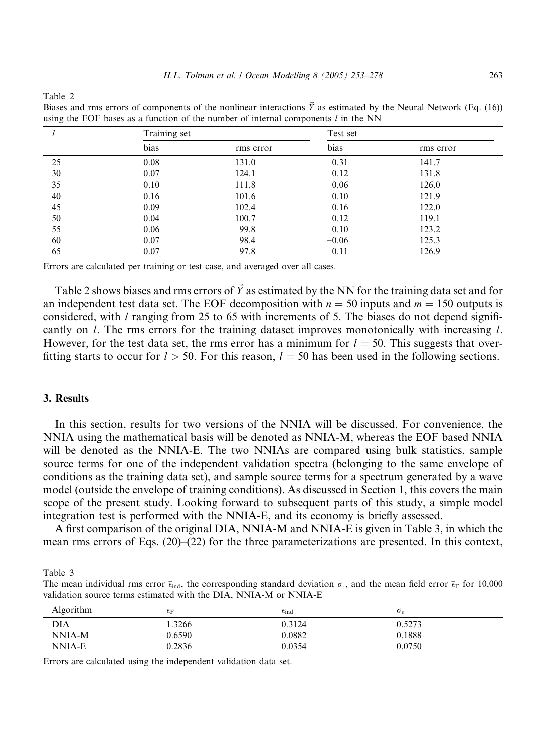Table 2
Biases and rms errors of components of the nonlinear interactions $\vec{Y}$ as estimated by the Neural Network (Eq. (16)) using the EOF bases as a function of the number of internal components $l$ in the NN

| $l$ | Training set | | Test set | |
|---|---|---|---|---|
| | bias | rms error | bias | rms error |
| 25 | 0.08 | 131.0 | 0.31 | 141.7 |
| 30 | 0.07 | 124.1 | 0.12 | 131.8 |
| 35 | 0.10 | 111.8 | 0.06 | 126.0 |
| 40 | 0.16 | 101.6 | 0.10 | 121.9 |
| 45 | 0.09 | 102.4 | 0.16 | 122.0 |
| 50 | 0.04 | 100.7 | 0.12 | 119.1 |
| 55 | 0.06 | 99.8 | 0.10 | 123.2 |
| 60 | 0.07 | 98.4 | −0.06 | 125.3 |
| 65 | 0.07 | 97.8 | 0.11 | 126.9 |

Errors are calculated per training or test case, and averaged over all cases.

Table 2 shows biases and rms errors of $\vec{Y}$ as estimated by the NN for the training data set and for an independent test data set. The EOF decomposition with $n = 50$ inputs and $m = 150$ outputs is considered, with $l$ ranging from 25 to 65 with increments of 5. The biases do not depend significantly on $l$. The rms errors for the training dataset improves monotonically with increasing $l$. However, for the test data set, the rms error has a minimum for $l = 50$. This suggests that over-fitting starts to occur for $l > 50$. For this reason, $l = 50$ has been used in the following sections.

## 3. Results

In this section, results for two versions of the NNIA will be discussed. For convenience, the NNIA using the mathematical basis will be denoted as NNIA-M, whereas the EOF based NNIA will be denoted as the NNIA-E. The two NNIAs are compared using bulk statistics, sample source terms for one of the independent validation spectra (belonging to the same envelope of conditions as the training data set), and sample source terms for a spectrum generated by a wave model (outside the envelope of training conditions). As discussed in Section 1, this covers the main scope of the present study. Looking forward to subsequent parts of this study, a simple model integration test is performed with the NNIA-E, and its economy is briefly assessed.

A first comparison of the original DIA, NNIA-M and NNIA-E is given in Table 3, in which the mean rms errors of Eqs. (20)–(22) for the three parameterizations are presented. In this context,

Table 3
The mean individual rms error $\bar{\epsilon}_{\text{ind}}$, the corresponding standard deviation $\sigma_\epsilon$, and the mean field error $\bar{\epsilon}_{\text{F}}$ for 10,000 validation source terms estimated with the DIA, NNIA-M or NNIA-E

| Algorithm | $\bar{\epsilon}_{\text{F}}$ | $\bar{\epsilon}_{\text{ind}}$ | $\sigma_\epsilon$ |
|---|---|---|---|
| DIA | 1.3266 | 0.3124 | 0.5273 |
| NNIA-M | 0.6590 | 0.0882 | 0.1888 |
| NNIA-E | 0.2836 | 0.0354 | 0.0750 |

Errors are calculated using the independent validation data set.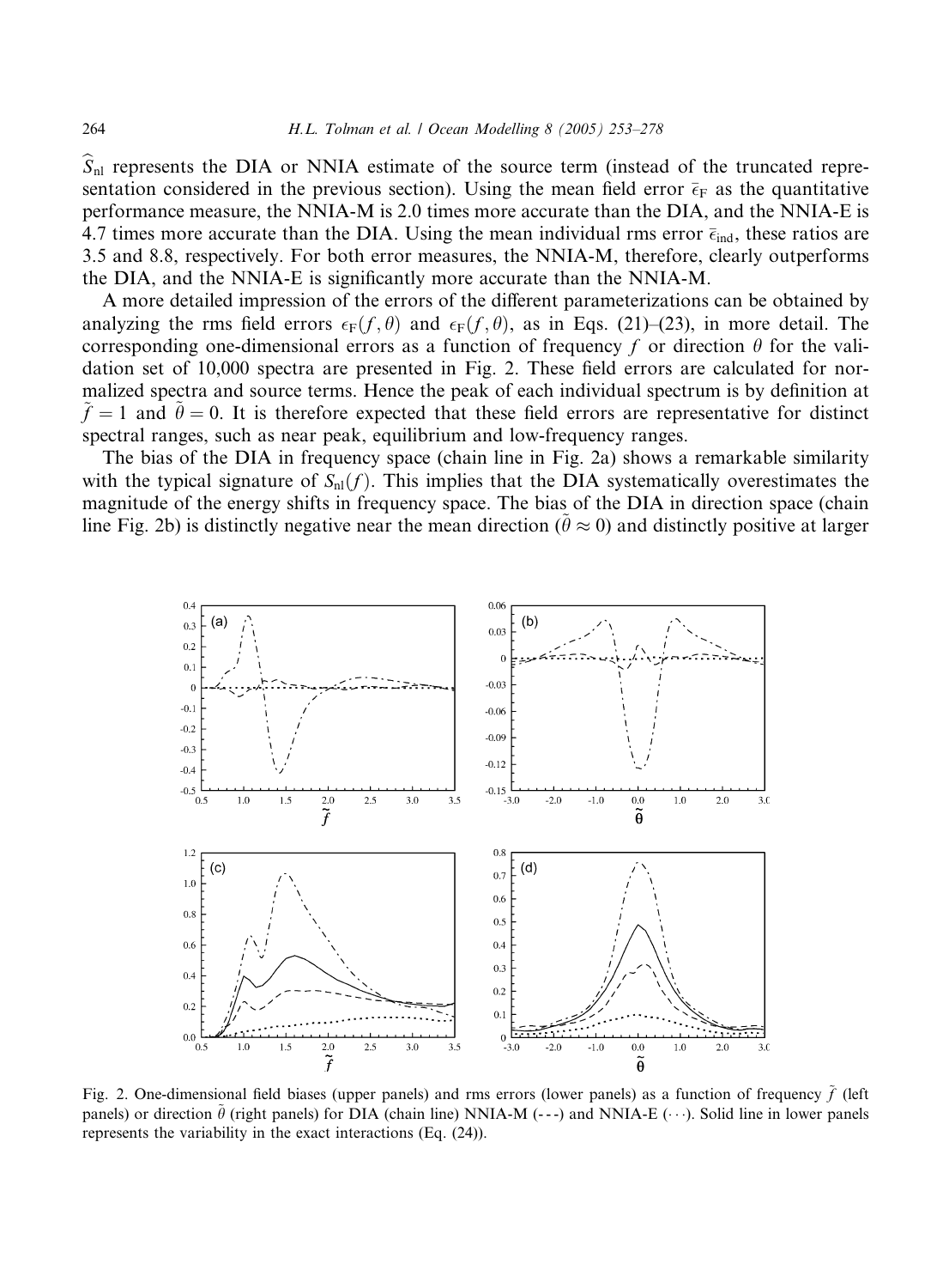$\widehat{S}_{nl}$ represents the DIA or NNIA estimate of the source term (instead of the truncated representation considered in the previous section). Using the mean field error $\bar{\epsilon}_F$ as the quantitative performance measure, the NNIA-M is 2.0 times more accurate than the DIA, and the NNIA-E is 4.7 times more accurate than the DIA. Using the mean individual rms error $\bar{\epsilon}_{ind}$, these ratios are 3.5 and 8.8, respectively. For both error measures, the NNIA-M, therefore, clearly outperforms the DIA, and the NNIA-E is significantly more accurate than the NNIA-M.

A more detailed impression of the errors of the different parameterizations can be obtained by analyzing the rms field errors $\epsilon_F(f,\theta)$ and $\epsilon_F(f,\theta)$, as in Eqs. (21)–(23), in more detail. The corresponding one-dimensional errors as a function of frequency $f$ or direction $\theta$ for the validation set of 10,000 spectra are presented in Fig. 2. These field errors are calculated for normalized spectra and source terms. Hence the peak of each individual spectrum is by definition at $\tilde{f} = 1$ and $\tilde{\theta} = 0$. It is therefore expected that these field errors are representative for distinct spectral ranges, such as near peak, equilibrium and low-frequency ranges.

The bias of the DIA in frequency space (chain line in Fig. 2a) shows a remarkable similarity with the typical signature of $S_{nl}(f)$. This implies that the DIA systematically overestimates the magnitude of the energy shifts in frequency space. The bias of the DIA in direction space (chain line Fig. 2b) is distinctly negative near the mean direction ($\tilde{\theta} \approx 0$) and distinctly positive at larger

Fig. 2. One-dimensional field biases (upper panels) and rms errors (lower panels) as a function of frequency $\tilde{f}$ (left panels) or direction $\tilde{\theta}$ (right panels) for DIA (chain line) NNIA-M (- - -) and NNIA-E (⋯). Solid line in lower panels represents the variability in the exact interactions (Eq. (24)).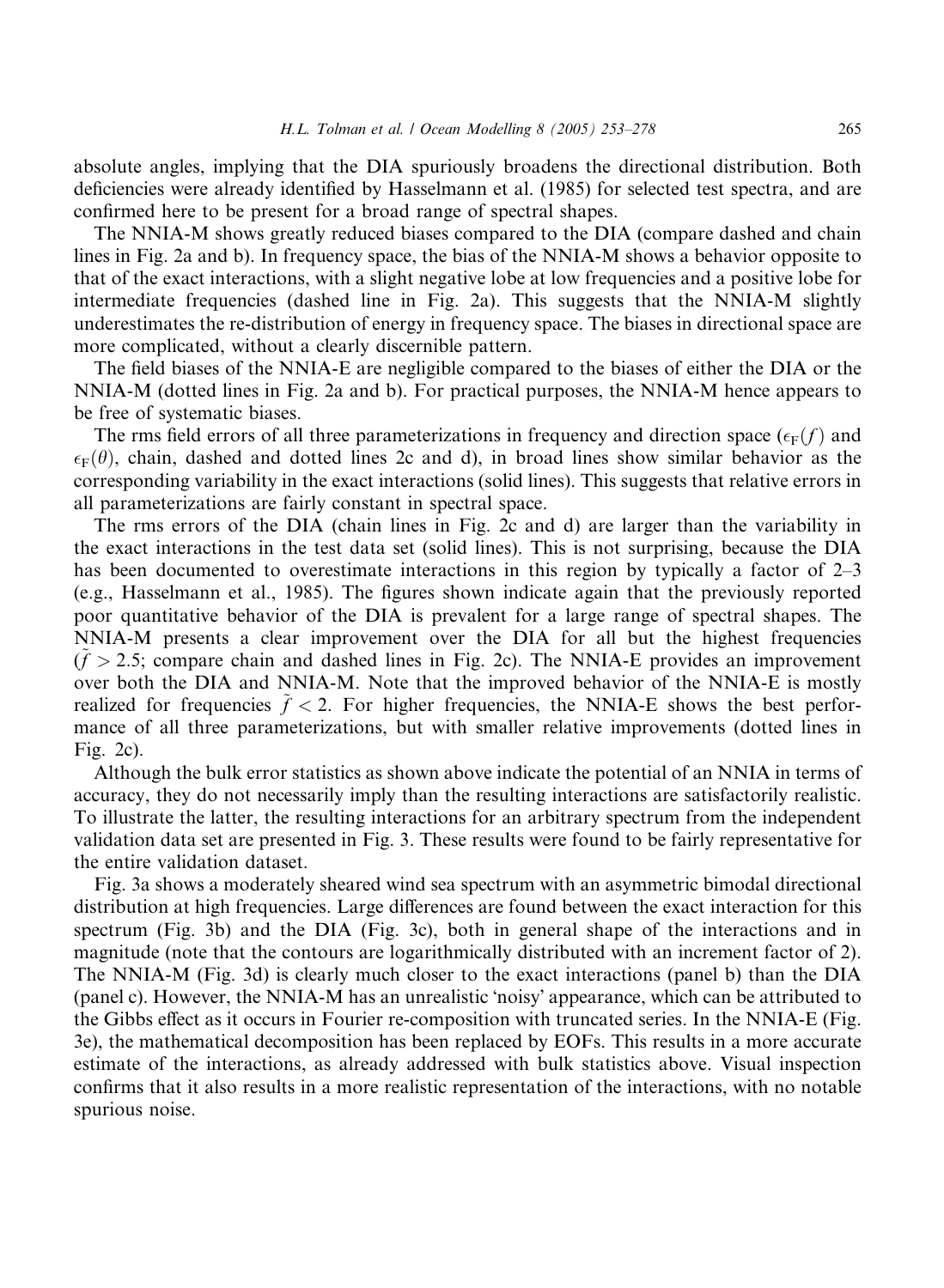absolute angles, implying that the DIA spuriously broadens the directional distribution. Both deficiencies were already identified by Hasselmann et al. (1985) for selected test spectra, and are confirmed here to be present for a broad range of spectral shapes.

The NNIA-M shows greatly reduced biases compared to the DIA (compare dashed and chain lines in Fig. 2a and b). In frequency space, the bias of the NNIA-M shows a behavior opposite to that of the exact interactions, with a slight negative lobe at low frequencies and a positive lobe for intermediate frequencies (dashed line in Fig. 2a). This suggests that the NNIA-M slightly underestimates the re-distribution of energy in frequency space. The biases in directional space are more complicated, without a clearly discernible pattern.

The field biases of the NNIA-E are negligible compared to the biases of either the DIA or the NNIA-M (dotted lines in Fig. 2a and b). For practical purposes, the NNIA-M hence appears to be free of systematic biases.

The rms field errors of all three parameterizations in frequency and direction space ($\epsilon_F(f)$ and $\epsilon_F(\theta)$, chain, dashed and dotted lines 2c and d), in broad lines show similar behavior as the corresponding variability in the exact interactions (solid lines). This suggests that relative errors in all parameterizations are fairly constant in spectral space.

The rms errors of the DIA (chain lines in Fig. 2c and d) are larger than the variability in the exact interactions in the test data set (solid lines). This is not surprising, because the DIA has been documented to overestimate interactions in this region by typically a factor of 2–3 (e.g., Hasselmann et al., 1985). The figures shown indicate again that the previously reported poor quantitative behavior of the DIA is prevalent for a large range of spectral shapes. The NNIA-M presents a clear improvement over the DIA for all but the highest frequencies ($\tilde{f} > 2.5$; compare chain and dashed lines in Fig. 2c). The NNIA-E provides an improvement over both the DIA and NNIA-M. Note that the improved behavior of the NNIA-E is mostly realized for frequencies $\tilde{f} < 2$. For higher frequencies, the NNIA-E shows the best performance of all three parameterizations, but with smaller relative improvements (dotted lines in Fig. 2c).

Although the bulk error statistics as shown above indicate the potential of an NNIA in terms of accuracy, they do not necessarily imply than the resulting interactions are satisfactorily realistic. To illustrate the latter, the resulting interactions for an arbitrary spectrum from the independent validation data set are presented in Fig. 3. These results were found to be fairly representative for the entire validation dataset.

Fig. 3a shows a moderately sheared wind sea spectrum with an asymmetric bimodal directional distribution at high frequencies. Large differences are found between the exact interaction for this spectrum (Fig. 3b) and the DIA (Fig. 3c), both in general shape of the interactions and in magnitude (note that the contours are logarithmically distributed with an increment factor of 2). The NNIA-M (Fig. 3d) is clearly much closer to the exact interactions (panel b) than the DIA (panel c). However, the NNIA-M has an unrealistic 'noisy' appearance, which can be attributed to the Gibbs effect as it occurs in Fourier re-composition with truncated series. In the NNIA-E (Fig. 3e), the mathematical decomposition has been replaced by EOFs. This results in a more accurate estimate of the interactions, as already addressed with bulk statistics above. Visual inspection confirms that it also results in a more realistic representation of the interactions, with no notable spurious noise.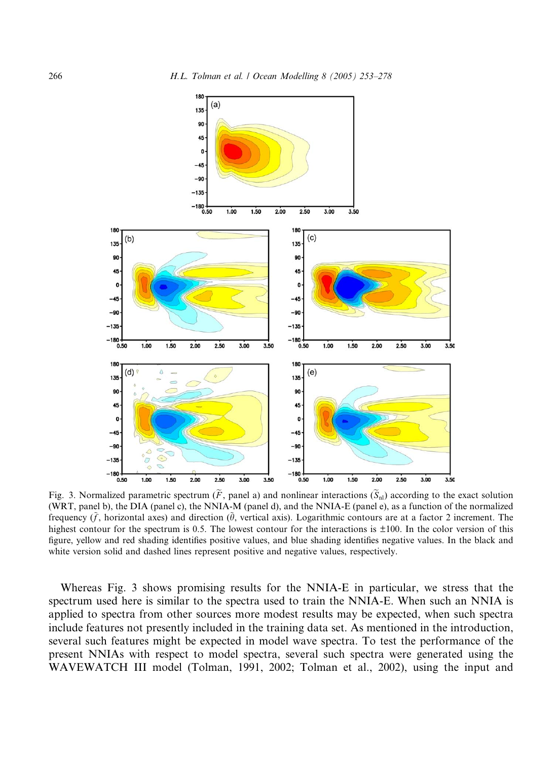Fig. 3. Normalized parametric spectrum ($\widetilde{F}$, panel a) and nonlinear interactions ($\widetilde{S}_{\rm nl}$) according to the exact solution (WRT, panel b), the DIA (panel c), the NNIA-M (panel d), and the NNIA-E (panel e), as a function of the normalized frequency ($\tilde{f}$, horizontal axes) and direction ($\tilde{\theta}$, vertical axis). Logarithmic contours are at a factor 2 increment. The highest contour for the spectrum is 0.5. The lowest contour for the interactions is ±100. In the color version of this figure, yellow and red shading identifies positive values, and blue shading identifies negative values. In the black and white version solid and dashed lines represent positive and negative values, respectively.

Whereas Fig. 3 shows promising results for the NNIA-E in particular, we stress that the spectrum used here is similar to the spectra used to train the NNIA-E. When such an NNIA is applied to spectra from other sources more modest results may be expected, when such spectra include features not presently included in the training data set. As mentioned in the introduction, several such features might be expected in model wave spectra. To test the performance of the present NNIAs with respect to model spectra, several such spectra were generated using the WAVEWATCH III model (Tolman, 1991, 2002; Tolman et al., 2002), using the input and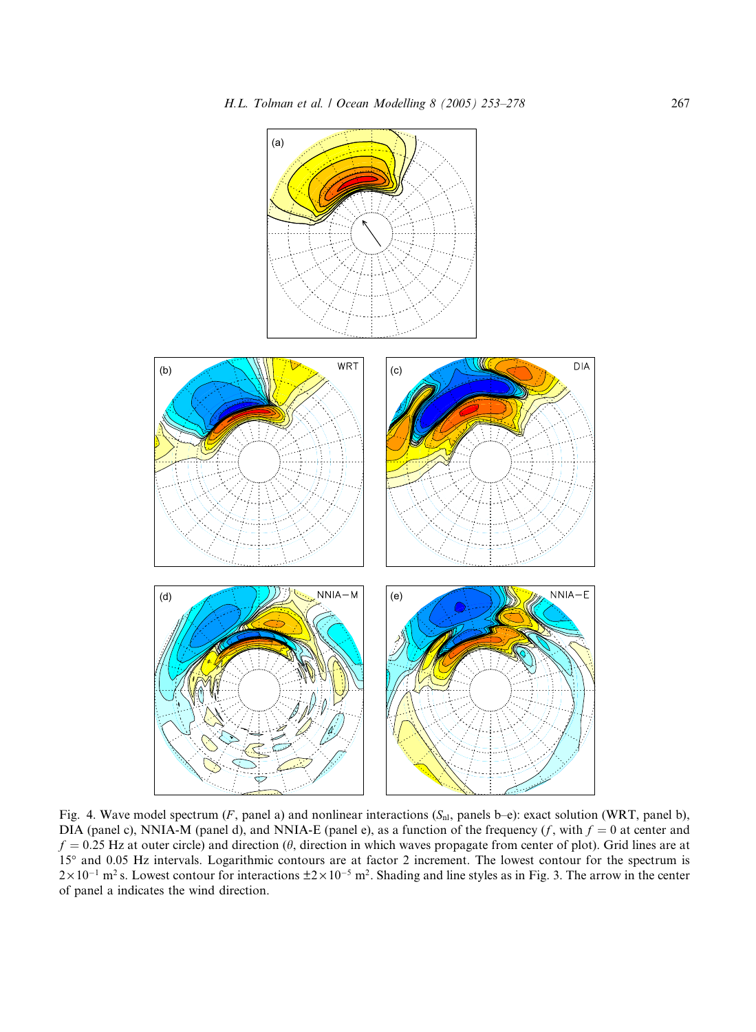Fig. 4. Wave model spectrum ($F$, panel a) and nonlinear interactions ($S_{nl}$, panels b–e): exact solution (WRT, panel b), DIA (panel c), NNIA-M (panel d), and NNIA-E (panel e), as a function of the frequency ($f$, with $f = 0$ at center and $f = 0.25$ Hz at outer circle) and direction ($\theta$, direction in which waves propagate from center of plot). Grid lines are at 15° and 0.05 Hz intervals. Logarithmic contours are at factor 2 increment. The lowest contour for the spectrum is $2 \times 10^{-1}$ m$^2$ s. Lowest contour for interactions $\pm 2 \times 10^{-5}$ m$^2$. Shading and line styles as in Fig. 3. The arrow in the center of panel a indicates the wind direction.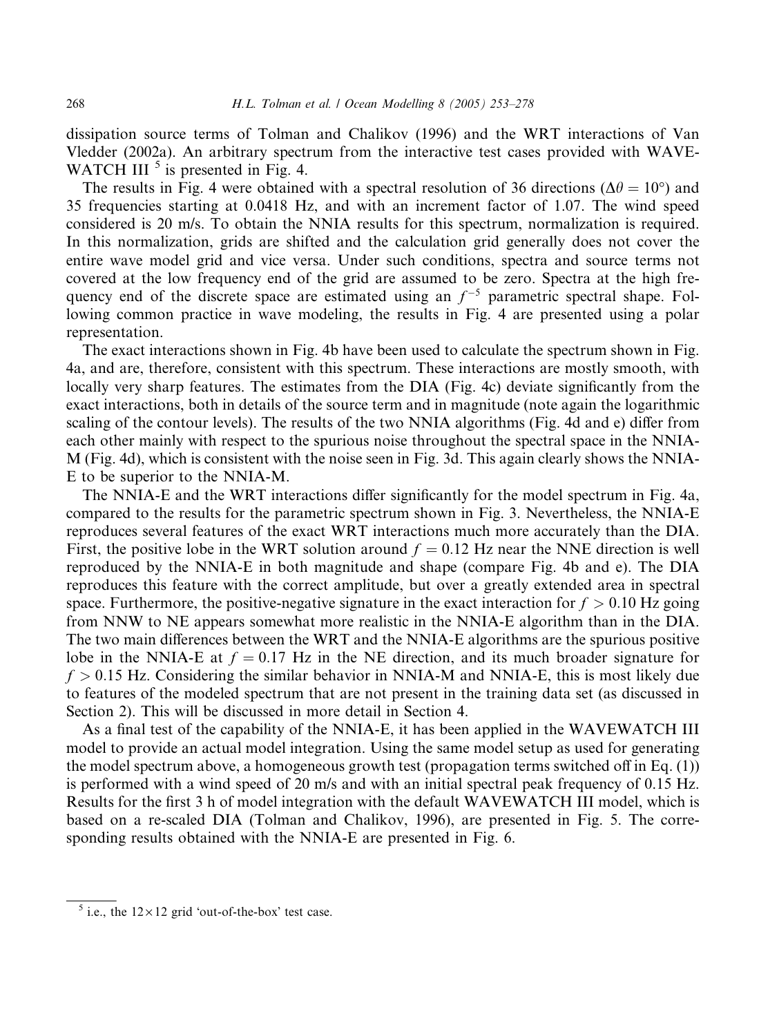dissipation source terms of Tolman and Chalikov (1996) and the WRT interactions of Van Vledder (2002a). An arbitrary spectrum from the interactive test cases provided with WAVEWATCH III [5] is presented in Fig. 4.

The results in Fig. 4 were obtained with a spectral resolution of 36 directions ($\Delta\theta = 10°$) and 35 frequencies starting at 0.0418 Hz, and with an increment factor of 1.07. The wind speed considered is 20 m/s. To obtain the NNIA results for this spectrum, normalization is required. In this normalization, grids are shifted and the calculation grid generally does not cover the entire wave model grid and vice versa. Under such conditions, spectra and source terms not covered at the low frequency end of the grid are assumed to be zero. Spectra at the high frequency end of the discrete space are estimated using an $f^{-5}$ parametric spectral shape. Following common practice in wave modeling, the results in Fig. 4 are presented using a polar representation.

The exact interactions shown in Fig. 4b have been used to calculate the spectrum shown in Fig. 4a, and are, therefore, consistent with this spectrum. These interactions are mostly smooth, with locally very sharp features. The estimates from the DIA (Fig. 4c) deviate significantly from the exact interactions, both in details of the source term and in magnitude (note again the logarithmic scaling of the contour levels). The results of the two NNIA algorithms (Fig. 4d and e) differ from each other mainly with respect to the spurious noise throughout the spectral space in the NNIA-M (Fig. 4d), which is consistent with the noise seen in Fig. 3d. This again clearly shows the NNIA-E to be superior to the NNIA-M.

The NNIA-E and the WRT interactions differ significantly for the model spectrum in Fig. 4a, compared to the results for the parametric spectrum shown in Fig. 3. Nevertheless, the NNIA-E reproduces several features of the exact WRT interactions much more accurately than the DIA. First, the positive lobe in the WRT solution around $f = 0.12$ Hz near the NNE direction is well reproduced by the NNIA-E in both magnitude and shape (compare Fig. 4b and e). The DIA reproduces this feature with the correct amplitude, but over a greatly extended area in spectral space. Furthermore, the positive-negative signature in the exact interaction for $f > 0.10$ Hz going from NNW to NE appears somewhat more realistic in the NNIA-E algorithm than in the DIA. The two main differences between the WRT and the NNIA-E algorithms are the spurious positive lobe in the NNIA-E at $f = 0.17$ Hz in the NE direction, and its much broader signature for $f > 0.15$ Hz. Considering the similar behavior in NNIA-M and NNIA-E, this is most likely due to features of the modeled spectrum that are not present in the training data set (as discussed in Section 2). This will be discussed in more detail in Section 4.

As a final test of the capability of the NNIA-E, it has been applied in the WAVEWATCH III model to provide an actual model integration. Using the same model setup as used for generating the model spectrum above, a homogeneous growth test (propagation terms switched off in Eq. (1)) is performed with a wind speed of 20 m/s and with an initial spectral peak frequency of 0.15 Hz. Results for the first 3 h of model integration with the default WAVEWATCH III model, which is based on a re-scaled DIA (Tolman and Chalikov, 1996), are presented in Fig. 5. The corresponding results obtained with the NNIA-E are presented in Fig. 6.

[5] i.e., the $12 \times 12$ grid 'out-of-the-box' test case.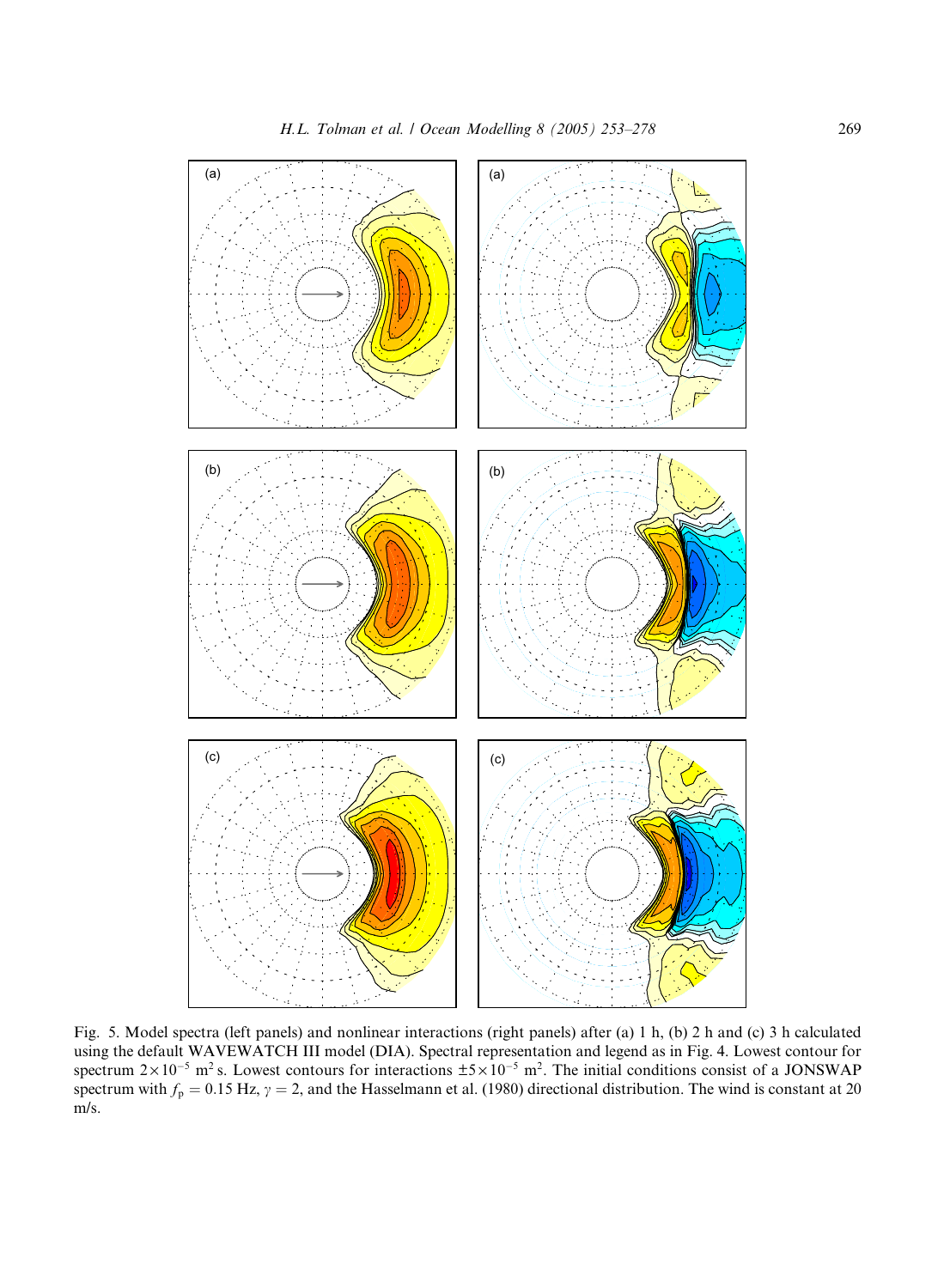Fig. 5. Model spectra (left panels) and nonlinear interactions (right panels) after (a) 1 h, (b) 2 h and (c) 3 h calculated using the default WAVEWATCH III model (DIA). Spectral representation and legend as in Fig. 4. Lowest contour for spectrum $2\times10^{-5}$ m$^2$ s. Lowest contours for interactions $\pm5\times10^{-5}$ m$^2$. The initial conditions consist of a JONSWAP spectrum with $f_p = 0.15$ Hz, $\gamma = 2$, and the Hasselmann et al. (1980) directional distribution. The wind is constant at 20 m/s.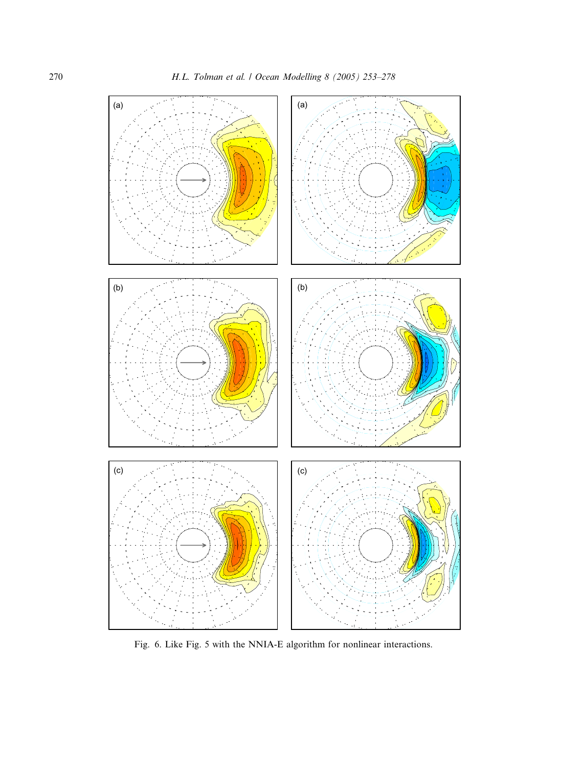Fig. 6. Like Fig. 5 with the NNIA-E algorithm for nonlinear interactions.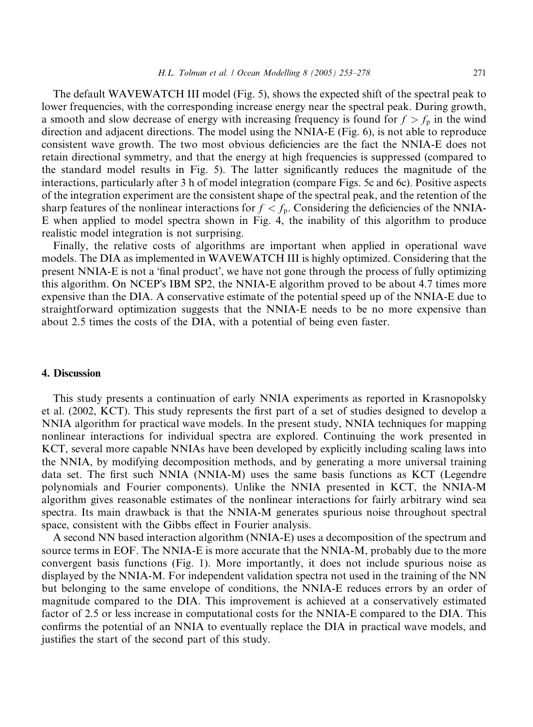The default WAVEWATCH III model (Fig. 5), shows the expected shift of the spectral peak to lower frequencies, with the corresponding increase energy near the spectral peak. During growth, a smooth and slow decrease of energy with increasing frequency is found for $f > f_p$ in the wind direction and adjacent directions. The model using the NNIA-E (Fig. 6), is not able to reproduce consistent wave growth. The two most obvious deficiencies are the fact the NNIA-E does not retain directional symmetry, and that the energy at high frequencies is suppressed (compared to the standard model results in Fig. 5). The latter significantly reduces the magnitude of the interactions, particularly after 3 h of model integration (compare Figs. 5c and 6c). Positive aspects of the integration experiment are the consistent shape of the spectral peak, and the retention of the sharp features of the nonlinear interactions for $f < f_p$. Considering the deficiencies of the NNIA-E when applied to model spectra shown in Fig. 4, the inability of this algorithm to produce realistic model integration is not surprising.

Finally, the relative costs of algorithms are important when applied in operational wave models. The DIA as implemented in WAVEWATCH III is highly optimized. Considering that the present NNIA-E is not a 'final product', we have not gone through the process of fully optimizing this algorithm. On NCEP's IBM SP2, the NNIA-E algorithm proved to be about 4.7 times more expensive than the DIA. A conservative estimate of the potential speed up of the NNIA-E due to straightforward optimization suggests that the NNIA-E needs to be no more expensive than about 2.5 times the costs of the DIA, with a potential of being even faster.

## 4. Discussion

This study presents a continuation of early NNIA experiments as reported in Krasnopolsky et al. (2002, KCT). This study represents the first part of a set of studies designed to develop a NNIA algorithm for practical wave models. In the present study, NNIA techniques for mapping nonlinear interactions for individual spectra are explored. Continuing the work presented in KCT, several more capable NNIAs have been developed by explicitly including scaling laws into the NNIA, by modifying decomposition methods, and by generating a more universal training data set. The first such NNIA (NNIA-M) uses the same basis functions as KCT (Legendre polynomials and Fourier components). Unlike the NNIA presented in KCT, the NNIA-M algorithm gives reasonable estimates of the nonlinear interactions for fairly arbitrary wind sea spectra. Its main drawback is that the NNIA-M generates spurious noise throughout spectral space, consistent with the Gibbs effect in Fourier analysis.

A second NN based interaction algorithm (NNIA-E) uses a decomposition of the spectrum and source terms in EOF. The NNIA-E is more accurate that the NNIA-M, probably due to the more convergent basis functions (Fig. 1). More importantly, it does not include spurious noise as displayed by the NNIA-M. For independent validation spectra not used in the training of the NN but belonging to the same envelope of conditions, the NNIA-E reduces errors by an order of magnitude compared to the DIA. This improvement is achieved at a conservatively estimated factor of 2.5 or less increase in computational costs for the NNIA-E compared to the DIA. This confirms the potential of an NNIA to eventually replace the DIA in practical wave models, and justifies the start of the second part of this study.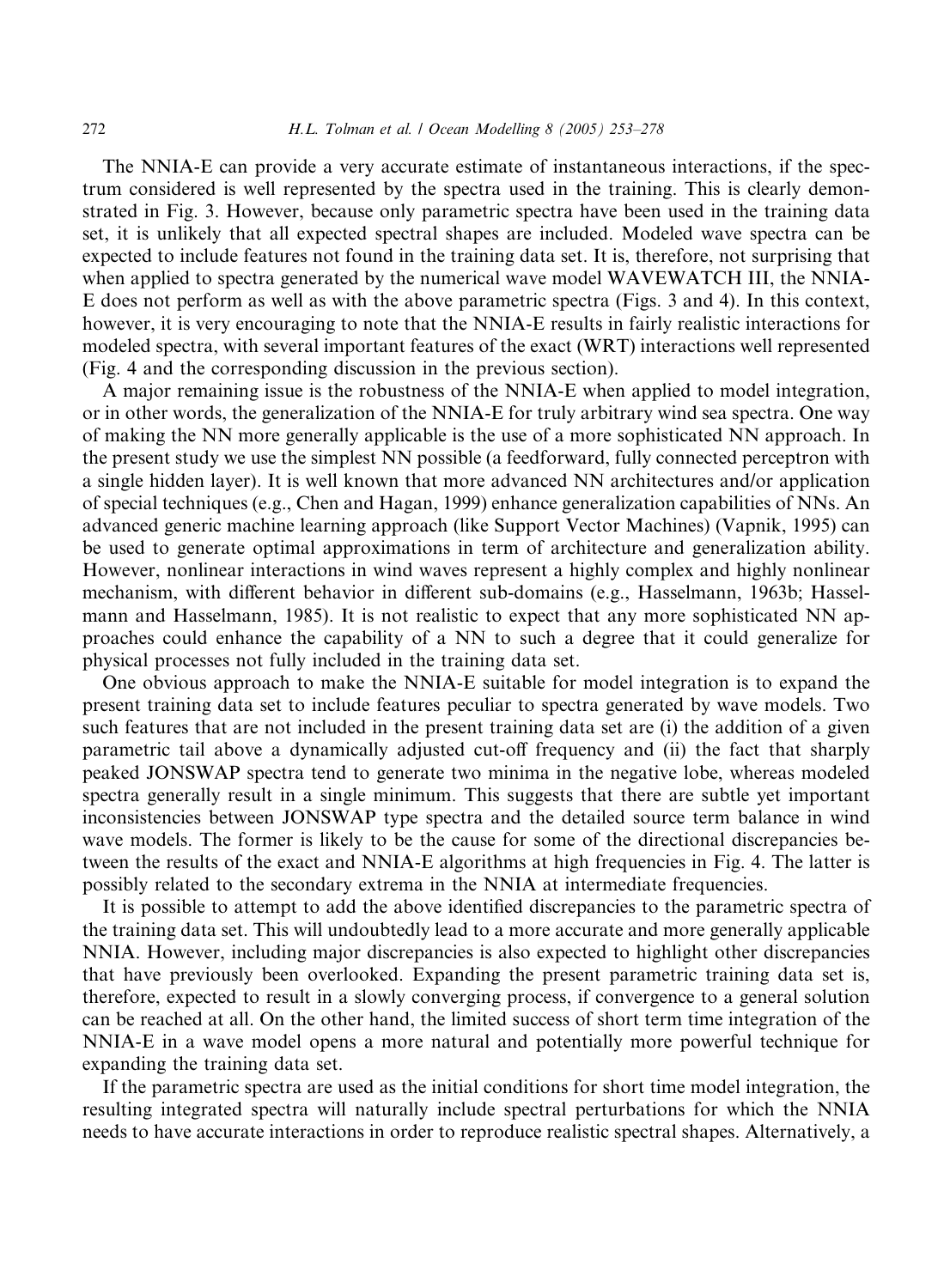The NNIA-E can provide a very accurate estimate of instantaneous interactions, if the spectrum considered is well represented by the spectra used in the training. This is clearly demonstrated in Fig. 3. However, because only parametric spectra have been used in the training data set, it is unlikely that all expected spectral shapes are included. Modeled wave spectra can be expected to include features not found in the training data set. It is, therefore, not surprising that when applied to spectra generated by the numerical wave model WAVEWATCH III, the NNIA-E does not perform as well as with the above parametric spectra (Figs. 3 and 4). In this context, however, it is very encouraging to note that the NNIA-E results in fairly realistic interactions for modeled spectra, with several important features of the exact (WRT) interactions well represented (Fig. 4 and the corresponding discussion in the previous section).

A major remaining issue is the robustness of the NNIA-E when applied to model integration, or in other words, the generalization of the NNIA-E for truly arbitrary wind sea spectra. One way of making the NN more generally applicable is the use of a more sophisticated NN approach. In the present study we use the simplest NN possible (a feedforward, fully connected perceptron with a single hidden layer). It is well known that more advanced NN architectures and/or application of special techniques (e.g., Chen and Hagan, 1999) enhance generalization capabilities of NNs. An advanced generic machine learning approach (like Support Vector Machines) (Vapnik, 1995) can be used to generate optimal approximations in term of architecture and generalization ability. However, nonlinear interactions in wind waves represent a highly complex and highly nonlinear mechanism, with different behavior in different sub-domains (e.g., Hasselmann, 1963b; Hasselmann and Hasselmann, 1985). It is not realistic to expect that any more sophisticated NN approaches could enhance the capability of a NN to such a degree that it could generalize for physical processes not fully included in the training data set.

One obvious approach to make the NNIA-E suitable for model integration is to expand the present training data set to include features peculiar to spectra generated by wave models. Two such features that are not included in the present training data set are (i) the addition of a given parametric tail above a dynamically adjusted cut-off frequency and (ii) the fact that sharply peaked JONSWAP spectra tend to generate two minima in the negative lobe, whereas modeled spectra generally result in a single minimum. This suggests that there are subtle yet important inconsistencies between JONSWAP type spectra and the detailed source term balance in wind wave models. The former is likely to be the cause for some of the directional discrepancies between the results of the exact and NNIA-E algorithms at high frequencies in Fig. 4. The latter is possibly related to the secondary extrema in the NNIA at intermediate frequencies.

It is possible to attempt to add the above identified discrepancies to the parametric spectra of the training data set. This will undoubtedly lead to a more accurate and more generally applicable NNIA. However, including major discrepancies is also expected to highlight other discrepancies that have previously been overlooked. Expanding the present parametric training data set is, therefore, expected to result in a slowly converging process, if convergence to a general solution can be reached at all. On the other hand, the limited success of short term time integration of the NNIA-E in a wave model opens a more natural and potentially more powerful technique for expanding the training data set.

If the parametric spectra are used as the initial conditions for short time model integration, the resulting integrated spectra will naturally include spectral perturbations for which the NNIA needs to have accurate interactions in order to reproduce realistic spectral shapes. Alternatively, a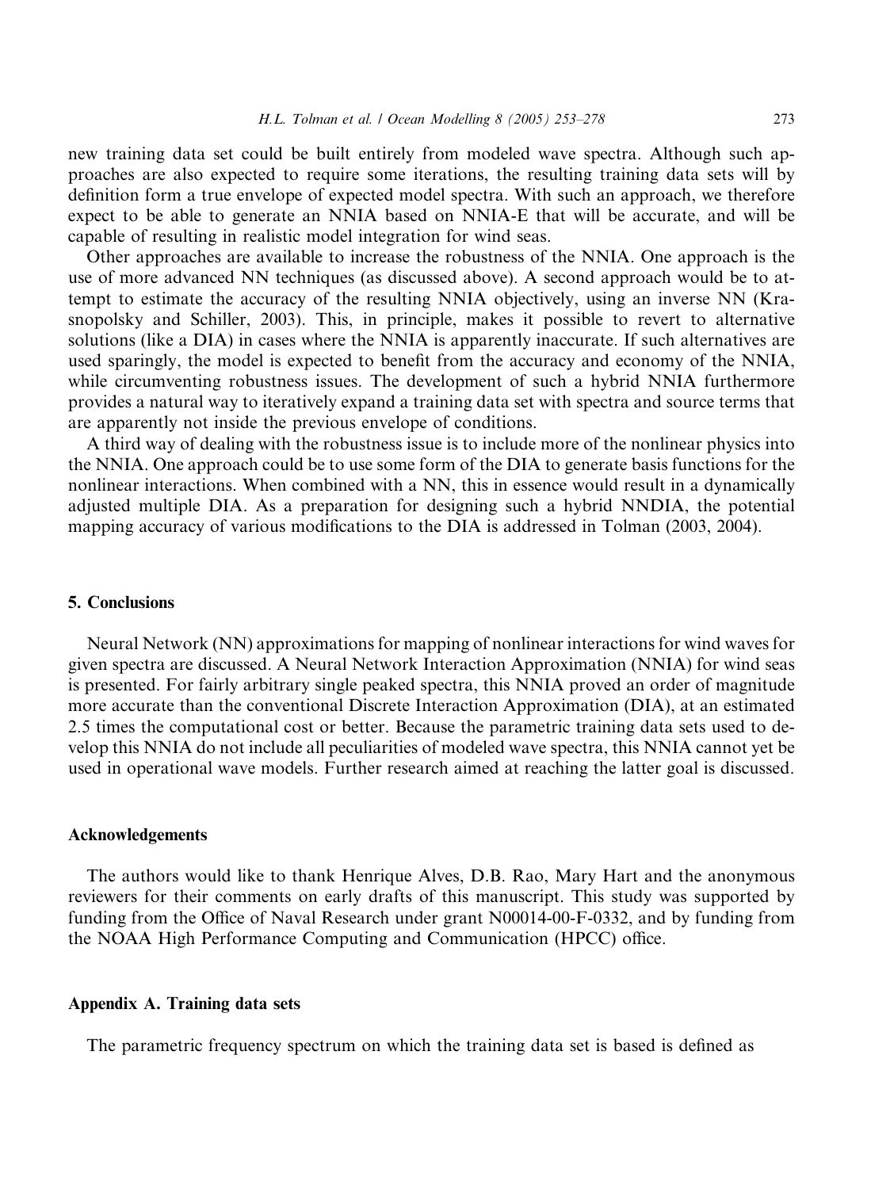new training data set could be built entirely from modeled wave spectra. Although such approaches are also expected to require some iterations, the resulting training data sets will by definition form a true envelope of expected model spectra. With such an approach, we therefore expect to be able to generate an NNIA based on NNIA-E that will be accurate, and will be capable of resulting in realistic model integration for wind seas.

Other approaches are available to increase the robustness of the NNIA. One approach is the use of more advanced NN techniques (as discussed above). A second approach would be to attempt to estimate the accuracy of the resulting NNIA objectively, using an inverse NN (Krasnopolsky and Schiller, 2003). This, in principle, makes it possible to revert to alternative solutions (like a DIA) in cases where the NNIA is apparently inaccurate. If such alternatives are used sparingly, the model is expected to benefit from the accuracy and economy of the NNIA, while circumventing robustness issues. The development of such a hybrid NNIA furthermore provides a natural way to iteratively expand a training data set with spectra and source terms that are apparently not inside the previous envelope of conditions.

A third way of dealing with the robustness issue is to include more of the nonlinear physics into the NNIA. One approach could be to use some form of the DIA to generate basis functions for the nonlinear interactions. When combined with a NN, this in essence would result in a dynamically adjusted multiple DIA. As a preparation for designing such a hybrid NNDIA, the potential mapping accuracy of various modifications to the DIA is addressed in Tolman (2003, 2004).

## 5. Conclusions

Neural Network (NN) approximations for mapping of nonlinear interactions for wind waves for given spectra are discussed. A Neural Network Interaction Approximation (NNIA) for wind seas is presented. For fairly arbitrary single peaked spectra, this NNIA proved an order of magnitude more accurate than the conventional Discrete Interaction Approximation (DIA), at an estimated 2.5 times the computational cost or better. Because the parametric training data sets used to develop this NNIA do not include all peculiarities of modeled wave spectra, this NNIA cannot yet be used in operational wave models. Further research aimed at reaching the latter goal is discussed.

## Acknowledgements

The authors would like to thank Henrique Alves, D.B. Rao, Mary Hart and the anonymous reviewers for their comments on early drafts of this manuscript. This study was supported by funding from the Office of Naval Research under grant N00014-00-F-0332, and by funding from the NOAA High Performance Computing and Communication (HPCC) office.

## Appendix A. Training data sets

The parametric frequency spectrum on which the training data set is based is defined as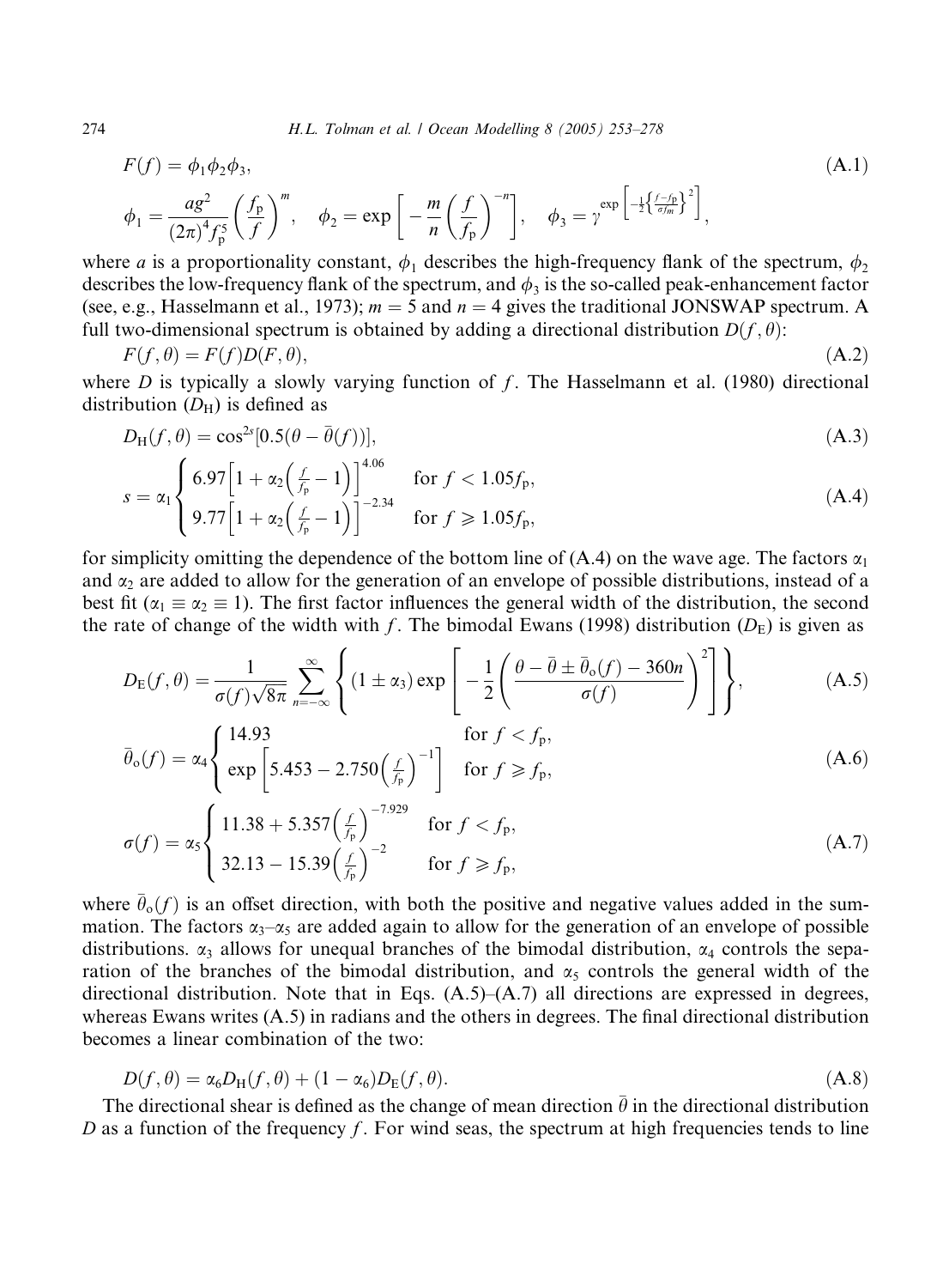$$F(f) = \phi_1 \phi_2 \phi_3, \tag{A.1}$$

$$\phi_1 = \frac{a g^2}{(2\pi)^4 f_p^5} \left(\frac{f_p}{f}\right)^m, \quad \phi_2 = \exp\left[-\frac{m}{n}\left(\frac{f}{f_p}\right)^{-n}\right], \quad \phi_3 = \gamma^{\exp\left[-\frac{1}{2}\left\{\frac{f-f_p}{\sigma f_m}\right\}^2\right]},$$

where $a$ is a proportionality constant, $\phi_1$ describes the high-frequency flank of the spectrum, $\phi_2$ describes the low-frequency flank of the spectrum, and $\phi_3$ is the so-called peak-enhancement factor (see, e.g., Hasselmann et al., 1973); $m = 5$ and $n = 4$ gives the traditional JONSWAP spectrum. A full two-dimensional spectrum is obtained by adding a directional distribution $D(f, \theta)$:

$$F(f, \theta) = F(f) D(F, \theta), \tag{A.2}$$

where $D$ is typically a slowly varying function of $f$. The Hasselmann et al. (1980) directional distribution ($D_H$) is defined as

$$D_H(f, \theta) = \cos^{2s}[0.5(\theta - \bar{\theta}(f))], \tag{A.3}$$

$$s = \alpha_1 \begin{cases} 6.97\left[1 + \alpha_2\left(\frac{f}{f_p} - 1\right)\right]^{4.06} & \text{for } f < 1.05 f_p, \\ 9.77\left[1 + \alpha_2\left(\frac{f}{f_p} - 1\right)\right]^{-2.34} & \text{for } f \geqslant 1.05 f_p, \end{cases} \tag{A.4}$$

for simplicity omitting the dependence of the bottom line of (A.4) on the wave age. The factors $\alpha_1$ and $\alpha_2$ are added to allow for the generation of an envelope of possible distributions, instead of a best fit ($\alpha_1 \equiv \alpha_2 \equiv 1$). The first factor influences the general width of the distribution, the second the rate of change of the width with $f$. The bimodal Ewans (1998) distribution ($D_E$) is given as

$$D_E(f, \theta) = \frac{1}{\sigma(f)\sqrt{8\pi}} \sum_{n=-\infty}^{\infty} \left\{ (1 \pm \alpha_3) \exp\left[ -\frac{1}{2}\left( \frac{\theta - \bar{\theta} \pm \bar{\theta}_o(f) - 360n}{\sigma(f)} \right)^2 \right] \right\}, \tag{A.5}$$

$$\bar{\theta}_o(f) = \alpha_4 \begin{cases} 14.93 & \text{for } f < f_p, \\ \exp\left[5.453 - 2.750\left(\frac{f}{f_p}\right)^{-1}\right] & \text{for } f \geqslant f_p, \end{cases} \tag{A.6}$$

$$\sigma(f) = \alpha_5 \begin{cases} 11.38 + 5.357\left(\frac{f}{f_p}\right)^{-7.929} & \text{for } f < f_p, \\ 32.13 - 15.39\left(\frac{f}{f_p}\right)^{-2} & \text{for } f \geqslant f_p, \end{cases} \tag{A.7}$$

where $\bar{\theta}_o(f)$ is an offset direction, with both the positive and negative values added in the summation. The factors $\alpha_3$–$\alpha_5$ are added again to allow for the generation of an envelope of possible distributions. $\alpha_3$ allows for unequal branches of the bimodal distribution, $\alpha_4$ controls the separation of the branches of the bimodal distribution, and $\alpha_5$ controls the general width of the directional distribution. Note that in Eqs. (A.5)–(A.7) all directions are expressed in degrees, whereas Ewans writes (A.5) in radians and the others in degrees. The final directional distribution becomes a linear combination of the two:

$$D(f, \theta) = \alpha_6 D_H(f, \theta) + (1 - \alpha_6) D_E(f, \theta). \tag{A.8}$$

The directional shear is defined as the change of mean direction $\bar{\theta}$ in the directional distribution $D$ as a function of the frequency $f$. For wind seas, the spectrum at high frequencies tends to line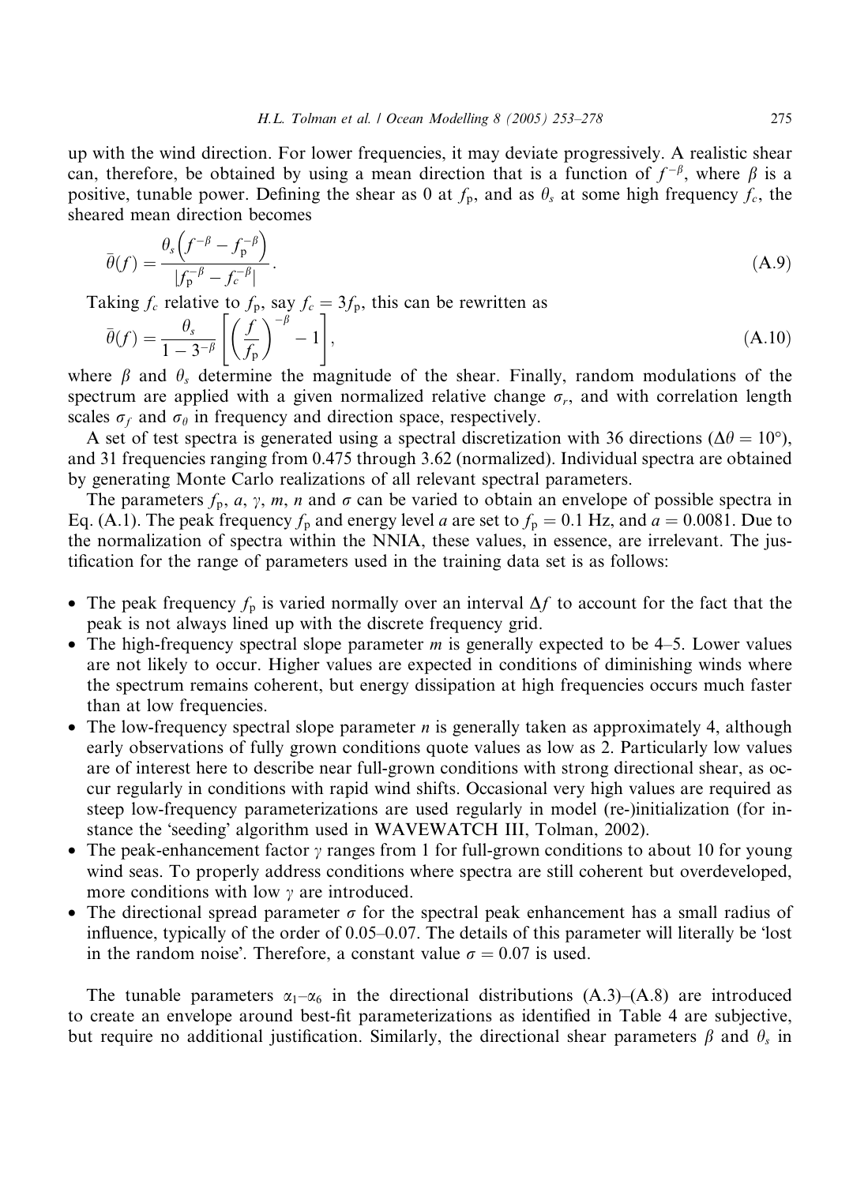up with the wind direction. For lower frequencies, it may deviate progressively. A realistic shear can, therefore, be obtained by using a mean direction that is a function of $f^{-\beta}$, where $\beta$ is a positive, tunable power. Defining the shear as 0 at $f_p$, and as $\theta_s$ at some high frequency $f_c$, the sheared mean direction becomes

$$\bar{\theta}(f) = \frac{\theta_s\left(f^{-\beta} - f_p^{-\beta}\right)}{|f_p^{-\beta} - f_c^{-\beta}|}. \tag{A.9}$$

Taking $f_c$ relative to $f_p$, say $f_c = 3f_p$, this can be rewritten as

$$\bar{\theta}(f) = \frac{\theta_s}{1 - 3^{-\beta}}\left[\left(\frac{f}{f_p}\right)^{-\beta} - 1\right], \tag{A.10}$$

where $\beta$ and $\theta_s$ determine the magnitude of the shear. Finally, random modulations of the spectrum are applied with a given normalized relative change $\sigma_r$, and with correlation length scales $\sigma_f$ and $\sigma_\theta$ in frequency and direction space, respectively.

A set of test spectra is generated using a spectral discretization with 36 directions ($\Delta\theta = 10°$), and 31 frequencies ranging from 0.475 through 3.62 (normalized). Individual spectra are obtained by generating Monte Carlo realizations of all relevant spectral parameters.

The parameters $f_p$, $a$, $\gamma$, $m$, $n$ and $\sigma$ can be varied to obtain an envelope of possible spectra in Eq. (A.1). The peak frequency $f_p$ and energy level $a$ are set to $f_p = 0.1$ Hz, and $a = 0.0081$. Due to the normalization of spectra within the NNIA, these values, in essence, are irrelevant. The justification for the range of parameters used in the training data set is as follows:

- The peak frequency $f_p$ is varied normally over an interval $\Delta f$ to account for the fact that the peak is not always lined up with the discrete frequency grid.
- The high-frequency spectral slope parameter $m$ is generally expected to be 4–5. Lower values are not likely to occur. Higher values are expected in conditions of diminishing winds where the spectrum remains coherent, but energy dissipation at high frequencies occurs much faster than at low frequencies.
- The low-frequency spectral slope parameter $n$ is generally taken as approximately 4, although early observations of fully grown conditions quote values as low as 2. Particularly low values are of interest here to describe near full-grown conditions with strong directional shear, as occur regularly in conditions with rapid wind shifts. Occasional very high values are required as steep low-frequency parameterizations are used regularly in model (re-)initialization (for instance the 'seeding' algorithm used in WAVEWATCH III, Tolman, 2002).
- The peak-enhancement factor $\gamma$ ranges from 1 for full-grown conditions to about 10 for young wind seas. To properly address conditions where spectra are still coherent but overdeveloped, more conditions with low $\gamma$ are introduced.
- The directional spread parameter $\sigma$ for the spectral peak enhancement has a small radius of influence, typically of the order of 0.05–0.07. The details of this parameter will literally be 'lost in the random noise'. Therefore, a constant value $\sigma = 0.07$ is used.

The tunable parameters $\alpha_1$–$\alpha_6$ in the directional distributions (A.3)–(A.8) are introduced to create an envelope around best-fit parameterizations as identified in Table 4 are subjective, but require no additional justification. Similarly, the directional shear parameters $\beta$ and $\theta_s$ in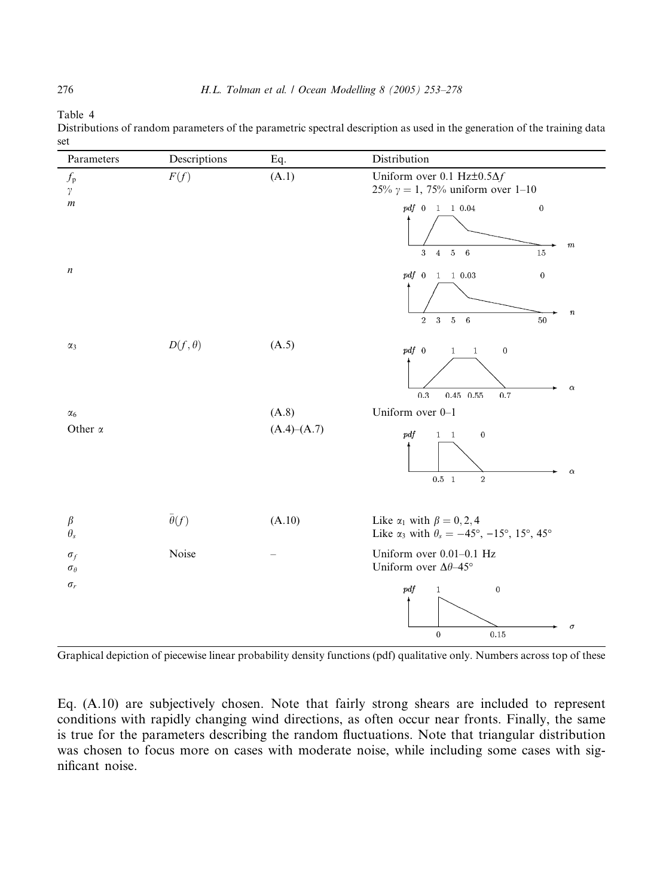Table 4
Distributions of random parameters of the parametric spectral description as used in the generation of the training data set

| Parameters | Descriptions | Eq. | Distribution |
|---|---|---|---|
| $f_p$ | $F(f)$ | (A.1) | Uniform over 0.1 Hz$\pm 0.5\Delta f$ |
| $\gamma$ | | | 25% $\gamma = 1$, 75% uniform over 1–10 |
| $m$ | | | pdf: 0 at 3, 1 at 4, 1 at 5, 0.04 at 6, 0 at 15 |
| $n$ | | | pdf: 0 at 2, 1 at 3, 1 at 5, 0.03 at 6, 0 at 50 |
| $\alpha_3$ | $D(f, \theta)$ | (A.5) | pdf: 0 at 0.3, 1 at 0.45, 1 at 0.55, 0 at 0.7 |
| $\alpha_6$ | | (A.8) | Uniform over 0–1 |
| Other $\alpha$ | | (A.4)–(A.7) | pdf: 1 at 0.5, 1 at 1, 0 at 2 |
| $\beta$ | $\bar{\theta}(f)$ | (A.10) | Like $\alpha_1$ with $\beta = 0, 2, 4$ |
| $\theta_s$ | | | Like $\alpha_3$ with $\theta_s = -45°, -15°, 15°, 45°$ |
| $\sigma_f$ | Noise | – | Uniform over 0.01–0.1 Hz |
| $\sigma_\theta$ | | | Uniform over $\Delta\theta$–45° |
| $\sigma_r$ | | | pdf: 1 at 0, 0 at 0.15 |

Graphical depiction of piecewise linear probability density functions (pdf) qualitative only. Numbers across top of these

Eq. (A.10) are subjectively chosen. Note that fairly strong shears are included to represent conditions with rapidly changing wind directions, as often occur near fronts. Finally, the same is true for the parameters describing the random fluctuations. Note that triangular distribution was chosen to focus more on cases with moderate noise, while including some cases with significant noise.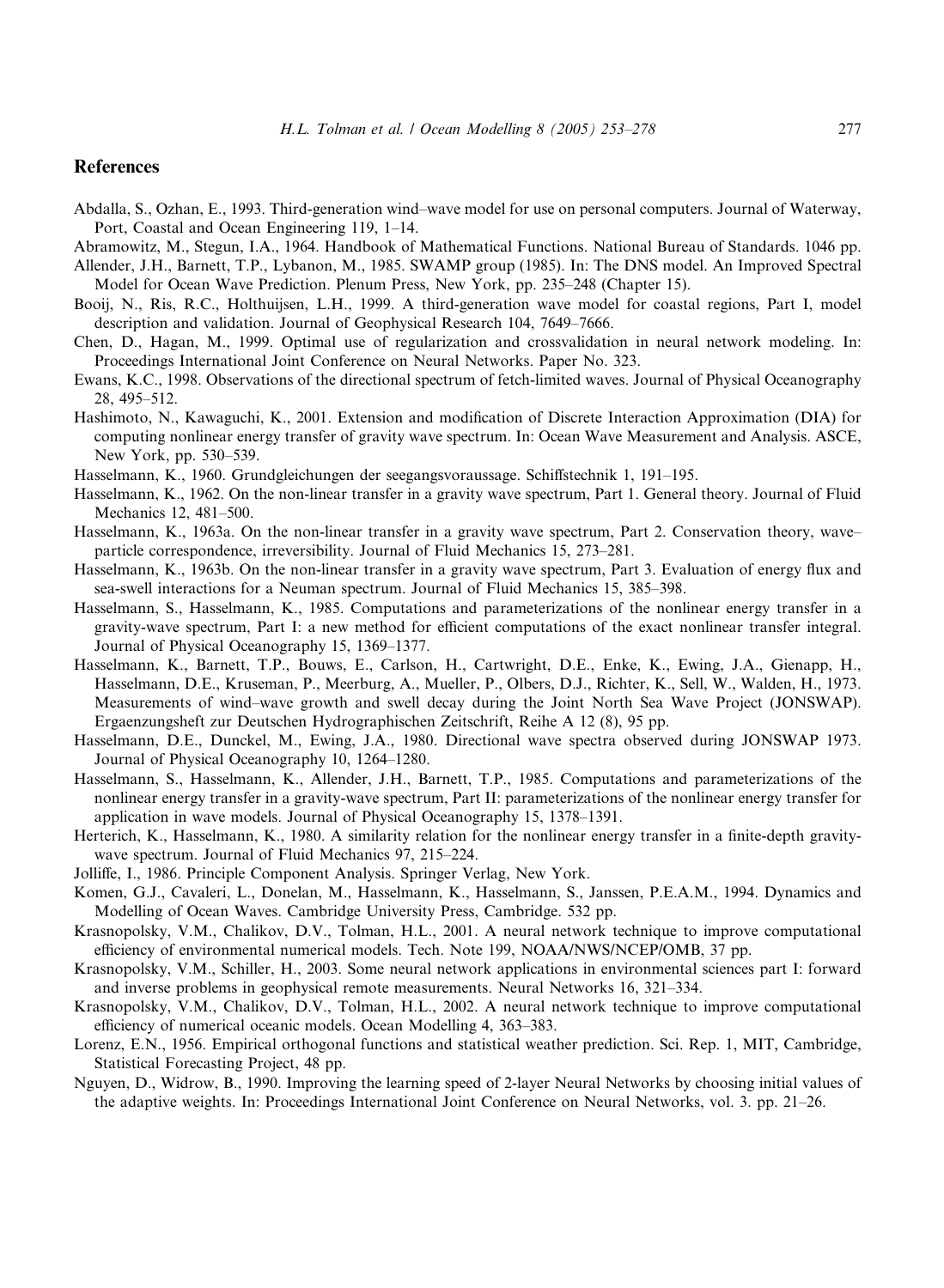## References

Abdalla, S., Ozhan, E., 1993. Third-generation wind–wave model for use on personal computers. Journal of Waterway, Port, Coastal and Ocean Engineering 119, 1–14.

Abramowitz, M., Stegun, I.A., 1964. Handbook of Mathematical Functions. National Bureau of Standards. 1046 pp.

Allender, J.H., Barnett, T.P., Lybanon, M., 1985. SWAMP group (1985). In: The DNS model. An Improved Spectral Model for Ocean Wave Prediction. Plenum Press, New York, pp. 235–248 (Chapter 15).

Booij, N., Ris, R.C., Holthuijsen, L.H., 1999. A third-generation wave model for coastal regions, Part I, model description and validation. Journal of Geophysical Research 104, 7649–7666.

Chen, D., Hagan, M., 1999. Optimal use of regularization and crossvalidation in neural network modeling. In: Proceedings International Joint Conference on Neural Networks. Paper No. 323.

Ewans, K.C., 1998. Observations of the directional spectrum of fetch-limited waves. Journal of Physical Oceanography 28, 495–512.

Hashimoto, N., Kawaguchi, K., 2001. Extension and modification of Discrete Interaction Approximation (DIA) for computing nonlinear energy transfer of gravity wave spectrum. In: Ocean Wave Measurement and Analysis. ASCE, New York, pp. 530–539.

Hasselmann, K., 1960. Grundgleichungen der seegangsvoraussage. Schiffstechnik 1, 191–195.

Hasselmann, K., 1962. On the non-linear transfer in a gravity wave spectrum, Part 1. General theory. Journal of Fluid Mechanics 12, 481–500.

Hasselmann, K., 1963a. On the non-linear transfer in a gravity wave spectrum, Part 2. Conservation theory, wave–particle correspondence, irreversibility. Journal of Fluid Mechanics 15, 273–281.

Hasselmann, K., 1963b. On the non-linear transfer in a gravity wave spectrum, Part 3. Evaluation of energy flux and sea-swell interactions for a Neuman spectrum. Journal of Fluid Mechanics 15, 385–398.

Hasselmann, S., Hasselmann, K., 1985. Computations and parameterizations of the nonlinear energy transfer in a gravity-wave spectrum, Part I: a new method for efficient computations of the exact nonlinear transfer integral. Journal of Physical Oceanography 15, 1369–1377.

Hasselmann, K., Barnett, T.P., Bouws, E., Carlson, H., Cartwright, D.E., Enke, K., Ewing, J.A., Gienapp, H., Hasselmann, D.E., Kruseman, P., Meerburg, A., Mueller, P., Olbers, D.J., Richter, K., Sell, W., Walden, H., 1973. Measurements of wind–wave growth and swell decay during the Joint North Sea Wave Project (JONSWAP). Ergaenzungsheft zur Deutschen Hydrographischen Zeitschrift, Reihe A 12 (8), 95 pp.

Hasselmann, D.E., Dunckel, M., Ewing, J.A., 1980. Directional wave spectra observed during JONSWAP 1973. Journal of Physical Oceanography 10, 1264–1280.

Hasselmann, S., Hasselmann, K., Allender, J.H., Barnett, T.P., 1985. Computations and parameterizations of the nonlinear energy transfer in a gravity-wave spectrum, Part II: parameterizations of the nonlinear energy transfer for application in wave models. Journal of Physical Oceanography 15, 1378–1391.

Herterich, K., Hasselmann, K., 1980. A similarity relation for the nonlinear energy transfer in a finite-depth gravity-wave spectrum. Journal of Fluid Mechanics 97, 215–224.

Jolliffe, I., 1986. Principle Component Analysis. Springer Verlag, New York.

Komen, G.J., Cavaleri, L., Donelan, M., Hasselmann, K., Hasselmann, S., Janssen, P.E.A.M., 1994. Dynamics and Modelling of Ocean Waves. Cambridge University Press, Cambridge. 532 pp.

Krasnopolsky, V.M., Chalikov, D.V., Tolman, H.L., 2001. A neural network technique to improve computational efficiency of environmental numerical models. Tech. Note 199, NOAA/NWS/NCEP/OMB, 37 pp.

Krasnopolsky, V.M., Schiller, H., 2003. Some neural network applications in environmental sciences part I: forward and inverse problems in geophysical remote measurements. Neural Networks 16, 321–334.

Krasnopolsky, V.M., Chalikov, D.V., Tolman, H.L., 2002. A neural network technique to improve computational efficiency of numerical oceanic models. Ocean Modelling 4, 363–383.

Lorenz, E.N., 1956. Empirical orthogonal functions and statistical weather prediction. Sci. Rep. 1, MIT, Cambridge, Statistical Forecasting Project, 48 pp.

Nguyen, D., Widrow, B., 1990. Improving the learning speed of 2-layer Neural Networks by choosing initial values of the adaptive weights. In: Proceedings International Joint Conference on Neural Networks, vol. 3. pp. 21–26.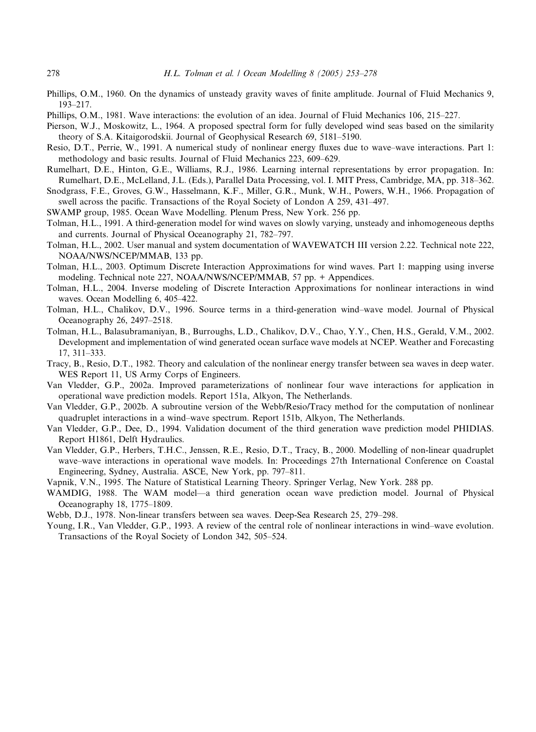Phillips, O.M., 1960. On the dynamics of unsteady gravity waves of finite amplitude. Journal of Fluid Mechanics 9, 193–217.

Phillips, O.M., 1981. Wave interactions: the evolution of an idea. Journal of Fluid Mechanics 106, 215–227.

Pierson, W.J., Moskowitz, L., 1964. A proposed spectral form for fully developed wind seas based on the similarity theory of S.A. Kitaigorodskii. Journal of Geophysical Research 69, 5181–5190.

Resio, D.T., Perrie, W., 1991. A numerical study of nonlinear energy fluxes due to wave–wave interactions. Part 1: methodology and basic results. Journal of Fluid Mechanics 223, 609–629.

Rumelhart, D.E., Hinton, G.E., Williams, R.J., 1986. Learning internal representations by error propagation. In: Rumelhart, D.E., McLelland, J.L. (Eds.), Parallel Data Processing, vol. I. MIT Press, Cambridge, MA, pp. 318–362.

Snodgrass, F.E., Groves, G.W., Hasselmann, K.F., Miller, G.R., Munk, W.H., Powers, W.H., 1966. Propagation of swell across the pacific. Transactions of the Royal Society of London A 259, 431–497.

SWAMP group, 1985. Ocean Wave Modelling. Plenum Press, New York. 256 pp.

Tolman, H.L., 1991. A third-generation model for wind waves on slowly varying, unsteady and inhomogeneous depths and currents. Journal of Physical Oceanography 21, 782–797.

Tolman, H.L., 2002. User manual and system documentation of WAVEWATCH III version 2.22. Technical note 222, NOAA/NWS/NCEP/MMAB, 133 pp.

Tolman, H.L., 2003. Optimum Discrete Interaction Approximations for wind waves. Part 1: mapping using inverse modeling. Technical note 227, NOAA/NWS/NCEP/MMAB, 57 pp. + Appendices.

Tolman, H.L., 2004. Inverse modeling of Discrete Interaction Approximations for nonlinear interactions in wind waves. Ocean Modelling 6, 405–422.

Tolman, H.L., Chalikov, D.V., 1996. Source terms in a third-generation wind–wave model. Journal of Physical Oceanography 26, 2497–2518.

Tolman, H.L., Balasubramaniyan, B., Burroughs, L.D., Chalikov, D.V., Chao, Y.Y., Chen, H.S., Gerald, V.M., 2002. Development and implementation of wind generated ocean surface wave models at NCEP. Weather and Forecasting 17, 311–333.

Tracy, B., Resio, D.T., 1982. Theory and calculation of the nonlinear energy transfer between sea waves in deep water. WES Report 11, US Army Corps of Engineers.

Van Vledder, G.P., 2002a. Improved parameterizations of nonlinear four wave interactions for application in operational wave prediction models. Report 151a, Alkyon, The Netherlands.

Van Vledder, G.P., 2002b. A subroutine version of the Webb/Resio/Tracy method for the computation of nonlinear quadruplet interactions in a wind–wave spectrum. Report 151b, Alkyon, The Netherlands.

Van Vledder, G.P., Dee, D., 1994. Validation document of the third generation wave prediction model PHIDIAS. Report H1861, Delft Hydraulics.

Van Vledder, G.P., Herbers, T.H.C., Jenssen, R.E., Resio, D.T., Tracy, B., 2000. Modelling of non-linear quadruplet wave–wave interactions in operational wave models. In: Proceedings 27th International Conference on Coastal Engineering, Sydney, Australia. ASCE, New York, pp. 797–811.

Vapnik, V.N., 1995. The Nature of Statistical Learning Theory. Springer Verlag, New York. 288 pp.

WAMDIG, 1988. The WAM model—a third generation ocean wave prediction model. Journal of Physical Oceanography 18, 1775–1809.

Webb, D.J., 1978. Non-linear transfers between sea waves. Deep-Sea Research 25, 279–298.

Young, I.R., Van Vledder, G.P., 1993. A review of the central role of nonlinear interactions in wind–wave evolution. Transactions of the Royal Society of London 342, 505–524.